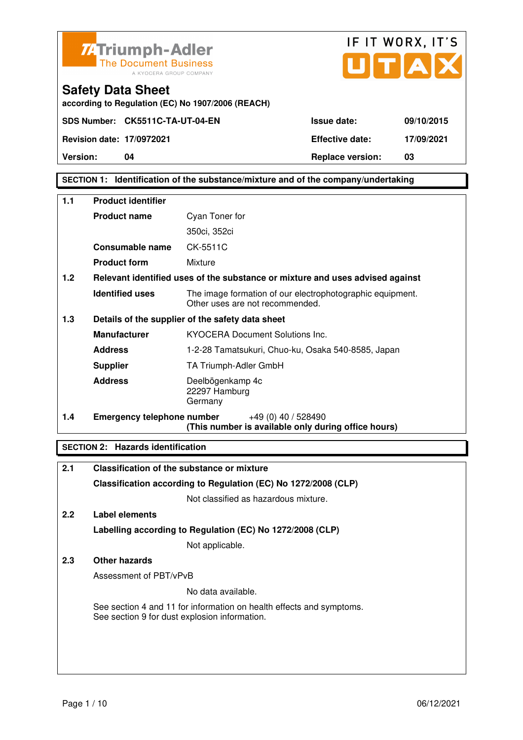Triumph-Adler
The Document Business
A KYOCERA GROUP COMPANY

IF IT WORX, IT'S UTAX

# Safety Data Sheet

according to Regulation (EC) No 1907/2006 (REACH)

| | | | |
|---|---|---|---|
| **SDS Number:** | **CK5511C-TA-UT-04-EN** | **Issue date:** | **09/10/2015** |
| **Revision date:** | **17/0972021** | **Effective date:** | **17/09/2021** |
| **Version:** | **04** | **Replace version:** | **03** |

## SECTION 1: Identification of the substance/mixture and of the company/undertaking

**1.1 Product identifier**

| | |
|---|---|
| **Product name** | Cyan Toner for 350ci, 352ci |
| **Consumable name** | CK-5511C |
| **Product form** | Mixture |

**1.2 Relevant identified uses of the substance or mixture and uses advised against**

| | |
|---|---|
| **Identified uses** | The image formation of our electrophotographic equipment. Other uses are not recommended. |

**1.3 Details of the supplier of the safety data sheet**

| | |
|---|---|
| **Manufacturer** | KYOCERA Document Solutions Inc. |
| **Address** | 1-2-28 Tamatsukuri, Chuo-ku, Osaka 540-8585, Japan |
| **Supplier** | TA Triumph-Adler GmbH |
| **Address** | Deelbögenkamp 4c<br>22297 Hamburg<br>Germany |

**1.4 Emergency telephone number** +49 (0) 40 / 528490
**(This number is available only during office hours)**

## SECTION 2: Hazards identification

**2.1 Classification of the substance or mixture**

**Classification according to Regulation (EC) No 1272/2008 (CLP)**

Not classified as hazardous mixture.

**2.2 Label elements**

**Labelling according to Regulation (EC) No 1272/2008 (CLP)**

Not applicable.

**2.3 Other hazards**

Assessment of PBT/vPvB

No data available.

See section 4 and 11 for information on health effects and symptoms.
See section 9 for dust explosion information.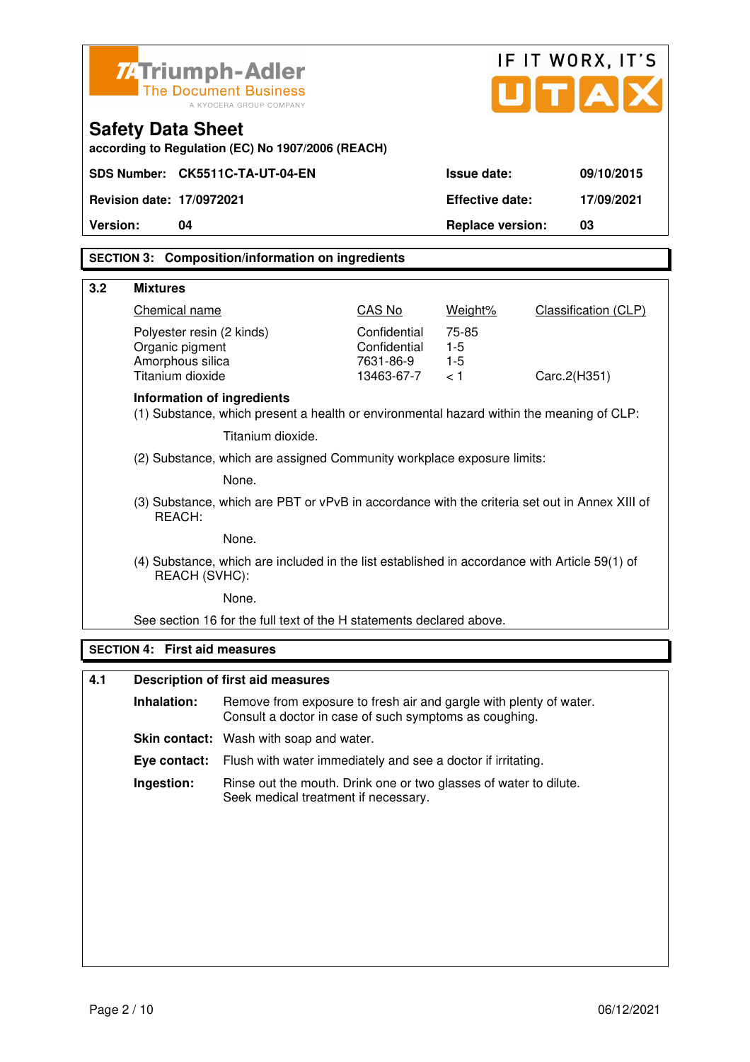**Triumph-Adler** The Document Business — A KYOCERA GROUP COMPANY

IF IT WORX, IT'S UTAX

# Safety Data Sheet

according to Regulation (EC) No 1907/2006 (REACH)

| | | | |
|---|---|---|---|
| **SDS Number:** | **CK5511C-TA-UT-04-EN** | **Issue date:** | **09/10/2015** |
| **Revision date:** | **17/0972021** | **Effective date:** | **17/09/2021** |
| **Version:** | **04** | **Replace version:** | **03** |

## SECTION 3: Composition/information on ingredients

### 3.2 Mixtures

| Chemical name | CAS No | Weight% | Classification (CLP) |
|---|---|---|---|
| Polyester resin (2 kinds) | Confidential | 75-85 | |
| Organic pigment | Confidential | 1-5 | |
| Amorphous silica | 7631-86-9 | 1-5 | |
| Titanium dioxide | 13463-67-7 | < 1 | Carc.2(H351) |

**Information of ingredients**

(1) Substance, which present a health or environmental hazard within the meaning of CLP:

Titanium dioxide.

(2) Substance, which are assigned Community workplace exposure limits:

None.

(3) Substance, which are PBT or vPvB in accordance with the criteria set out in Annex XIII of REACH:

None.

(4) Substance, which are included in the list established in accordance with Article 59(1) of REACH (SVHC):

None.

See section 16 for the full text of the H statements declared above.

## SECTION 4: First aid measures

### 4.1 Description of first aid measures

**Inhalation:** Remove from exposure to fresh air and gargle with plenty of water. Consult a doctor in case of such symptoms as coughing.

**Skin contact:** Wash with soap and water.

**Eye contact:** Flush with water immediately and see a doctor if irritating.

**Ingestion:** Rinse out the mouth. Drink one or two glasses of water to dilute. Seek medical treatment if necessary.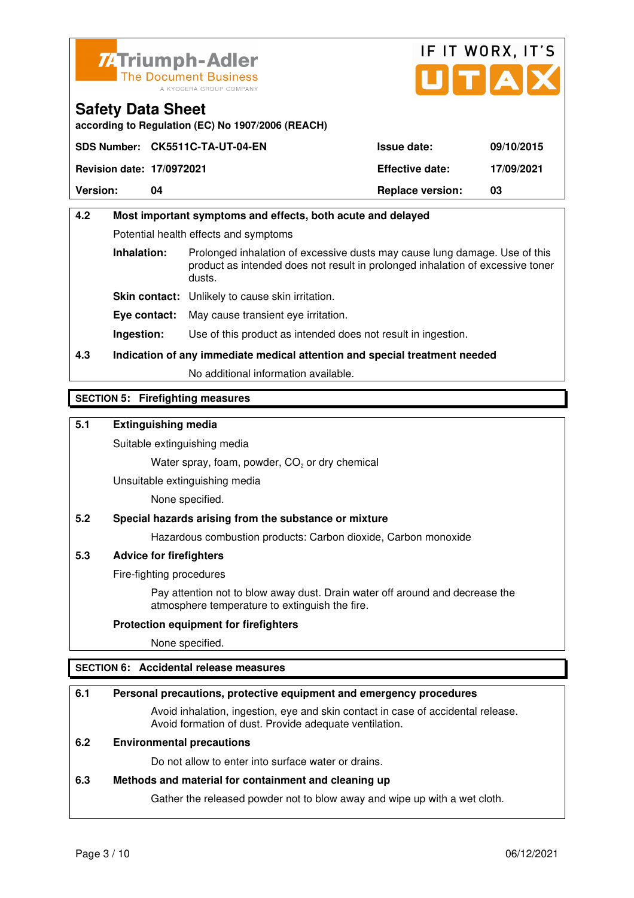Triumph-Adler
The Document Business
A KYOCERA GROUP COMPANY

IF IT WORX, IT'S UTAX

# Safety Data Sheet

**according to Regulation (EC) No 1907/2006 (REACH)**

| **SDS Number:** | **CK5511C-TA-UT-04-EN** | **Issue date:** | **09/10/2015** |
|---|---|---|---|
| **Revision date:** | **17/0972021** | **Effective date:** | **17/09/2021** |
| **Version:** | **04** | **Replace version:** | **03** |

### 4.2 Most important symptoms and effects, both acute and delayed

Potential health effects and symptoms

**Inhalation:** Prolonged inhalation of excessive dusts may cause lung damage. Use of this product as intended does not result in prolonged inhalation of excessive toner dusts.

**Skin contact:** Unlikely to cause skin irritation.

**Eye contact:** May cause transient eye irritation.

**Ingestion:** Use of this product as intended does not result in ingestion.

### 4.3 Indication of any immediate medical attention and special treatment needed

No additional information available.

## SECTION 5: Firefighting measures

### 5.1 Extinguishing media

Suitable extinguishing media

Water spray, foam, powder, $CO_2$ or dry chemical

Unsuitable extinguishing media

None specified.

### 5.2 Special hazards arising from the substance or mixture

Hazardous combustion products: Carbon dioxide, Carbon monoxide

### 5.3 Advice for firefighters

Fire-fighting procedures

Pay attention not to blow away dust. Drain water off around and decrease the atmosphere temperature to extinguish the fire.

**Protection equipment for firefighters**

None specified.

## SECTION 6: Accidental release measures

### 6.1 Personal precautions, protective equipment and emergency procedures

Avoid inhalation, ingestion, eye and skin contact in case of accidental release. Avoid formation of dust. Provide adequate ventilation.

### 6.2 Environmental precautions

Do not allow to enter into surface water or drains.

### 6.3 Methods and material for containment and cleaning up

Gather the released powder not to blow away and wipe up with a wet cloth.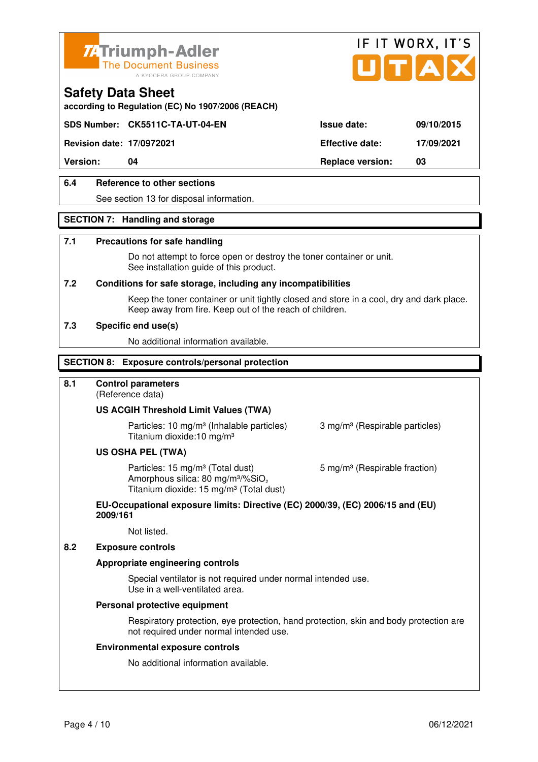Triumph-Adler
The Document Business
A KYOCERA GROUP COMPANY

IF IT WORX, IT'S UTAX

# Safety Data Sheet

**according to Regulation (EC) No 1907/2006 (REACH)**

| **SDS Number:** | **CK5511C-TA-UT-04-EN** | **Issue date:** | **09/10/2015** |
|---|---|---|---|
| **Revision date:** | **17/0972021** | **Effective date:** | **17/09/2021** |
| **Version:** | **04** | **Replace version:** | **03** |

### 6.4 Reference to other sections

See section 13 for disposal information.

## SECTION 7: Handling and storage

### 7.1 Precautions for safe handling

Do not attempt to force open or destroy the toner container or unit.
See installation guide of this product.

### 7.2 Conditions for safe storage, including any incompatibilities

Keep the toner container or unit tightly closed and store in a cool, dry and dark place.
Keep away from fire. Keep out of the reach of children.

### 7.3 Specific end use(s)

No additional information available.

## SECTION 8: Exposure controls/personal protection

### 8.1 Control parameters

(Reference data)

**US ACGIH Threshold Limit Values (TWA)**

Particles: 10 mg/m³ (Inhalable particles) 3 mg/m³ (Respirable particles)
Titanium dioxide:10 mg/m³

**US OSHA PEL (TWA)**

Particles: 15 mg/m³ (Total dust) 5 mg/m³ (Respirable fraction)
Amorphous silica: 80 mg/m³/%$SiO_2$
Titanium dioxide: 15 mg/m³ (Total dust)

**EU-Occupational exposure limits: Directive (EC) 2000/39, (EC) 2006/15 and (EU) 2009/161**

Not listed.

### 8.2 Exposure controls

**Appropriate engineering controls**

Special ventilator is not required under normal intended use.
Use in a well-ventilated area.

**Personal protective equipment**

Respiratory protection, eye protection, hand protection, skin and body protection are not required under normal intended use.

**Environmental exposure controls**

No additional information available.

06/12/2021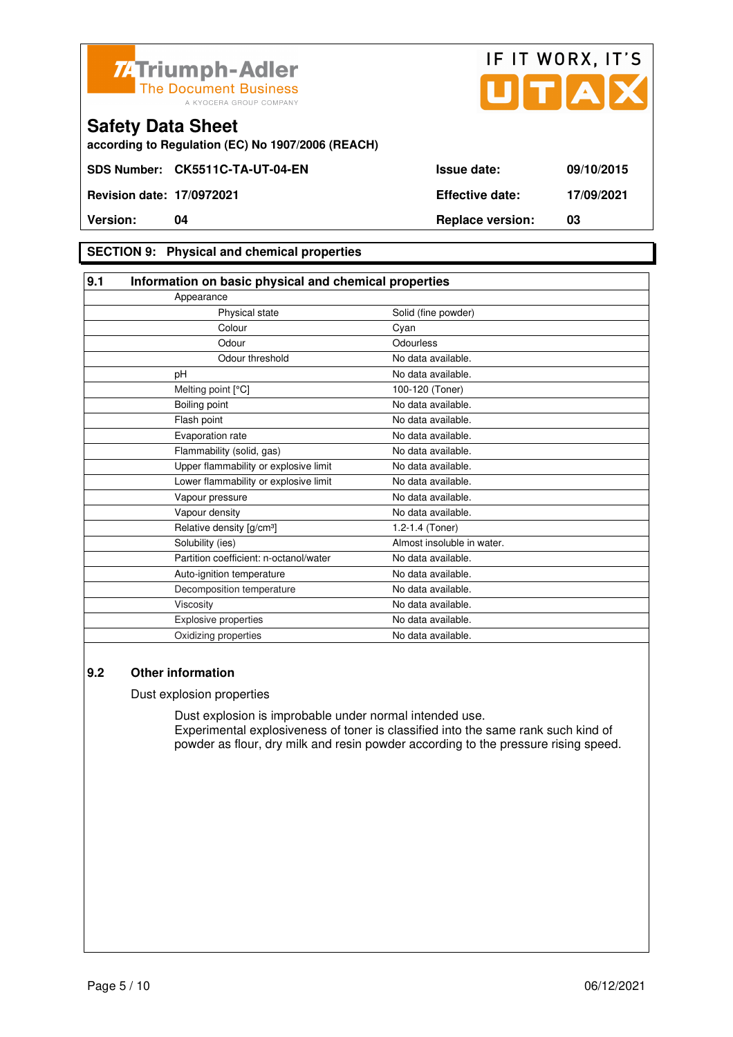**Triumph-Adler** The Document Business — A KYOCERA GROUP COMPANY

IF IT WORX, IT'S UTAX

# Safety Data Sheet

**according to Regulation (EC) No 1907/2006 (REACH)**

| | | | |
|---|---|---|---|
| **SDS Number:** | **CK5511C-TA-UT-04-EN** | **Issue date:** | **09/10/2015** |
| **Revision date:** | **17/0972021** | **Effective date:** | **17/09/2021** |
| **Version:** | **04** | **Replace version:** | **03** |

## SECTION 9: Physical and chemical properties

### 9.1 Information on basic physical and chemical properties

| Property | Value |
|---|---|
| Appearance | |
| Physical state | Solid (fine powder) |
| Colour | Cyan |
| Odour | Odourless |
| Odour threshold | No data available. |
| pH | No data available. |
| Melting point [°C] | 100-120 (Toner) |
| Boiling point | No data available. |
| Flash point | No data available. |
| Evaporation rate | No data available. |
| Flammability (solid, gas) | No data available. |
| Upper flammability or explosive limit | No data available. |
| Lower flammability or explosive limit | No data available. |
| Vapour pressure | No data available. |
| Vapour density | No data available. |
| Relative density [g/cm³] | 1.2-1.4 (Toner) |
| Solubility (ies) | Almost insoluble in water. |
| Partition coefficient: n-octanol/water | No data available. |
| Auto-ignition temperature | No data available. |
| Decomposition temperature | No data available. |
| Viscosity | No data available. |
| Explosive properties | No data available. |
| Oxidizing properties | No data available. |

### 9.2 Other information

Dust explosion properties

Dust explosion is improbable under normal intended use.
Experimental explosiveness of toner is classified into the same rank such kind of powder as flour, dry milk and resin powder according to the pressure rising speed.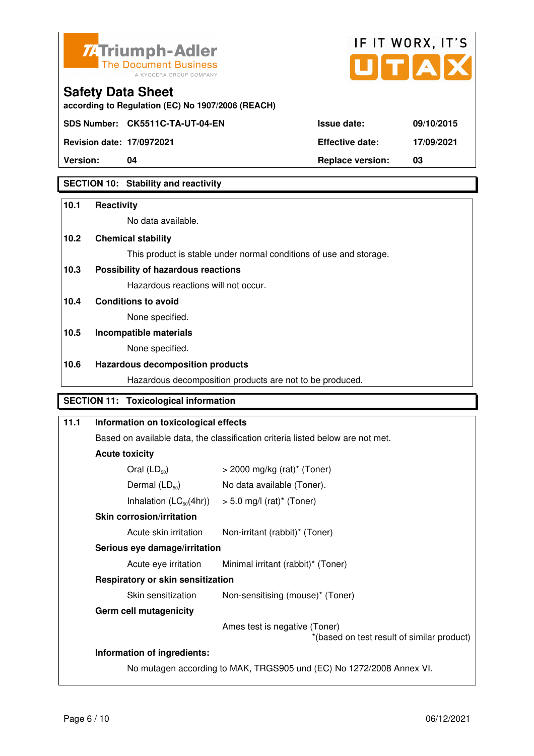Safety Data Sheet
according to Regulation (EC) No 1907/2006 (REACH)

| SDS Number: | CK5511C-TA-UT-04-EN | Issue date: | 09/10/2015 |
|---|---|---|---|
| Revision date: | 17/0972021 | Effective date: | 17/09/2021 |
| Version: | 04 | Replace version: | 03 |

## SECTION 10: Stability and reactivity

**10.1 Reactivity**

No data available.

**10.2 Chemical stability**

This product is stable under normal conditions of use and storage.

**10.3 Possibility of hazardous reactions**

Hazardous reactions will not occur.

**10.4 Conditions to avoid**

None specified.

**10.5 Incompatible materials**

None specified.

**10.6 Hazardous decomposition products**

Hazardous decomposition products are not to be produced.

## SECTION 11: Toxicological information

**11.1 Information on toxicological effects**

Based on available data, the classification criteria listed below are not met.

**Acute toxicity**

| | |
|---|---|
| Oral ($LD_{50}$) | > 2000 mg/kg (rat)* (Toner) |
| Dermal ($LD_{50}$) | No data available (Toner). |
| Inhalation ($LC_{50}$(4hr)) | > 5.0 mg/l (rat)* (Toner) |

**Skin corrosion/irritation**

| | |
|---|---|
| Acute skin irritation | Non-irritant (rabbit)* (Toner) |

**Serious eye damage/irritation**

| | |
|---|---|
| Acute eye irritation | Minimal irritant (rabbit)* (Toner) |

**Respiratory or skin sensitization**

| | |
|---|---|
| Skin sensitization | Non-sensitising (mouse)* (Toner) |

**Germ cell mutagenicity**

Ames test is negative (Toner)

*(based on test result of similar product)

**Information of ingredients:**

No mutagen according to MAK, TRGS905 und (EC) No 1272/2008 Annex VI.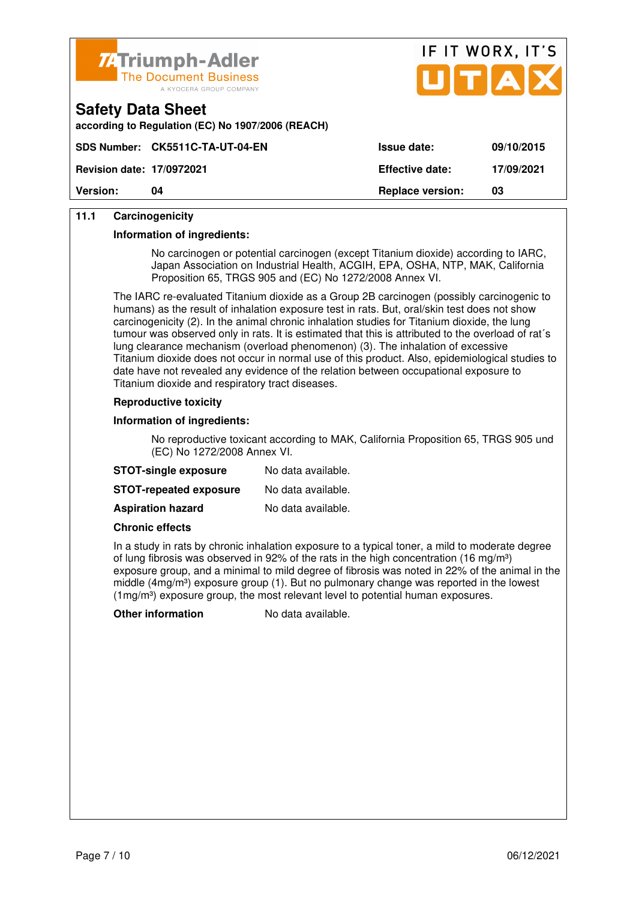## 11.1 Carcinogenicity

**Information of ingredients:**

No carcinogen or potential carcinogen (except Titanium dioxide) according to IARC, Japan Association on Industrial Health, ACGIH, EPA, OSHA, NTP, MAK, California Proposition 65, TRGS 905 and (EC) No 1272/2008 Annex VI.

The IARC re-evaluated Titanium dioxide as a Group 2B carcinogen (possibly carcinogenic to humans) as the result of inhalation exposure test in rats. But, oral/skin test does not show carcinogenicity (2). In the animal chronic inhalation studies for Titanium dioxide, the lung tumour was observed only in rats. It is estimated that this is attributed to the overload of rat´s lung clearance mechanism (overload phenomenon) (3). The inhalation of excessive Titanium dioxide does not occur in normal use of this product. Also, epidemiological studies to date have not revealed any evidence of the relation between occupational exposure to Titanium dioxide and respiratory tract diseases.

**Reproductive toxicity**

**Information of ingredients:**

No reproductive toxicant according to MAK, California Proposition 65, TRGS 905 und (EC) No 1272/2008 Annex VI.

**STOT-single exposure** No data available.

**STOT-repeated exposure** No data available.

**Aspiration hazard** No data available.

**Chronic effects**

In a study in rats by chronic inhalation exposure to a typical toner, a mild to moderate degree of lung fibrosis was observed in 92% of the rats in the high concentration (16 mg/m³) exposure group, and a minimal to mild degree of fibrosis was noted in 22% of the animal in the middle (4mg/m³) exposure group (1). But no pulmonary change was reported in the lowest (1mg/m³) exposure group, the most relevant level to potential human exposures.

**Other information** No data available.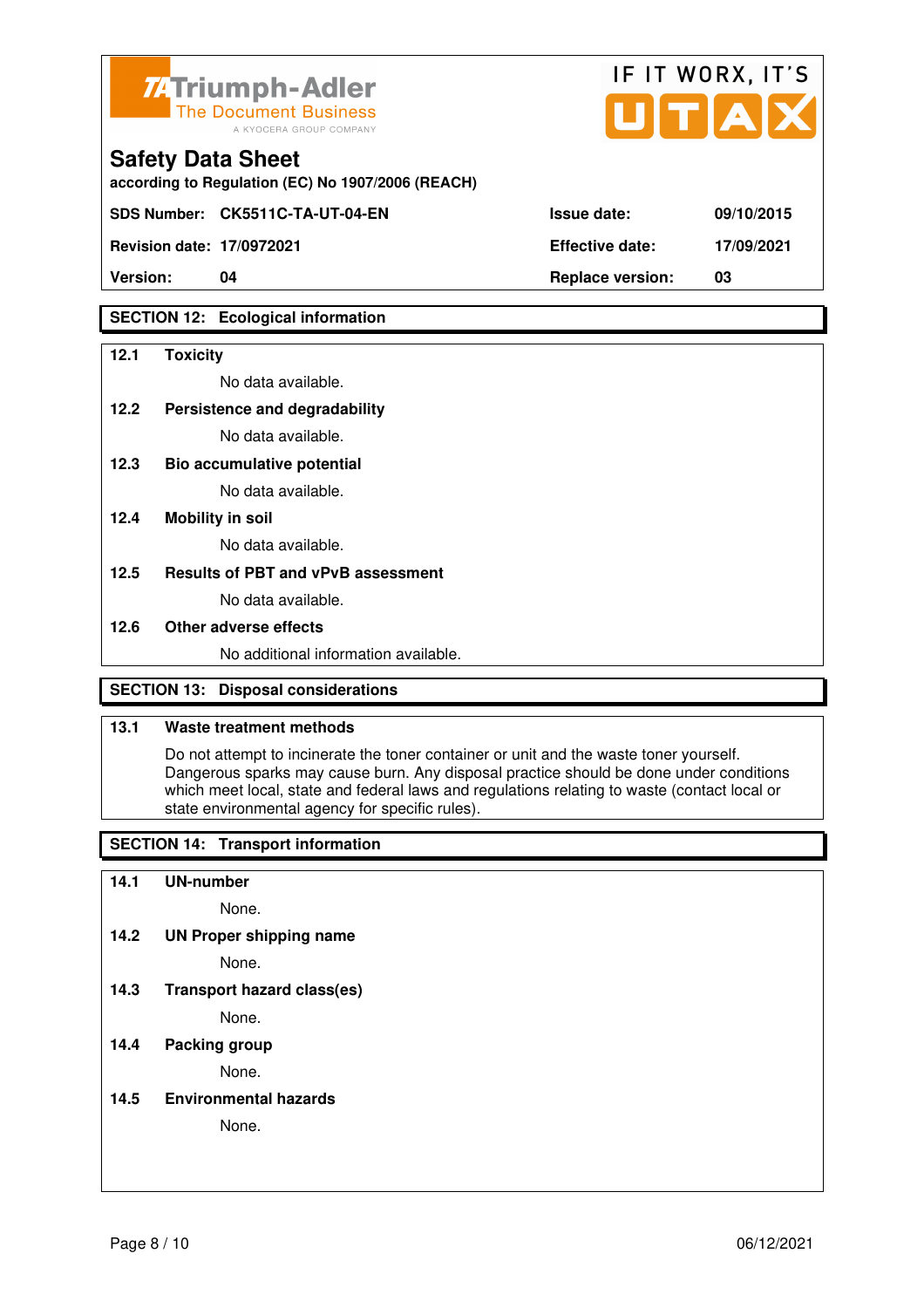**Triumph-Adler**
The Document Business
A KYOCERA GROUP COMPANY

IF IT WORX, IT'S UTAX

# Safety Data Sheet

according to Regulation (EC) No 1907/2006 (REACH)

| SDS Number: | CK5511C-TA-UT-04-EN | Issue date: | 09/10/2015 |
|---|---|---|---|
| Revision date: | 17/0972021 | Effective date: | 17/09/2021 |
| Version: | 04 | Replace version: | 03 |

## SECTION 12: Ecological information

**12.1 Toxicity**

No data available.

**12.2 Persistence and degradability**

No data available.

**12.3 Bio accumulative potential**

No data available.

**12.4 Mobility in soil**

No data available.

**12.5 Results of PBT and vPvB assessment**

No data available.

**12.6 Other adverse effects**

No additional information available.

## SECTION 13: Disposal considerations

**13.1 Waste treatment methods**

Do not attempt to incinerate the toner container or unit and the waste toner yourself. Dangerous sparks may cause burn. Any disposal practice should be done under conditions which meet local, state and federal laws and regulations relating to waste (contact local or state environmental agency for specific rules).

## SECTION 14: Transport information

**14.1 UN-number**

None.

**14.2 UN Proper shipping name**

None.

**14.3 Transport hazard class(es)**

None.

**14.4 Packing group**

None.

**14.5 Environmental hazards**

None.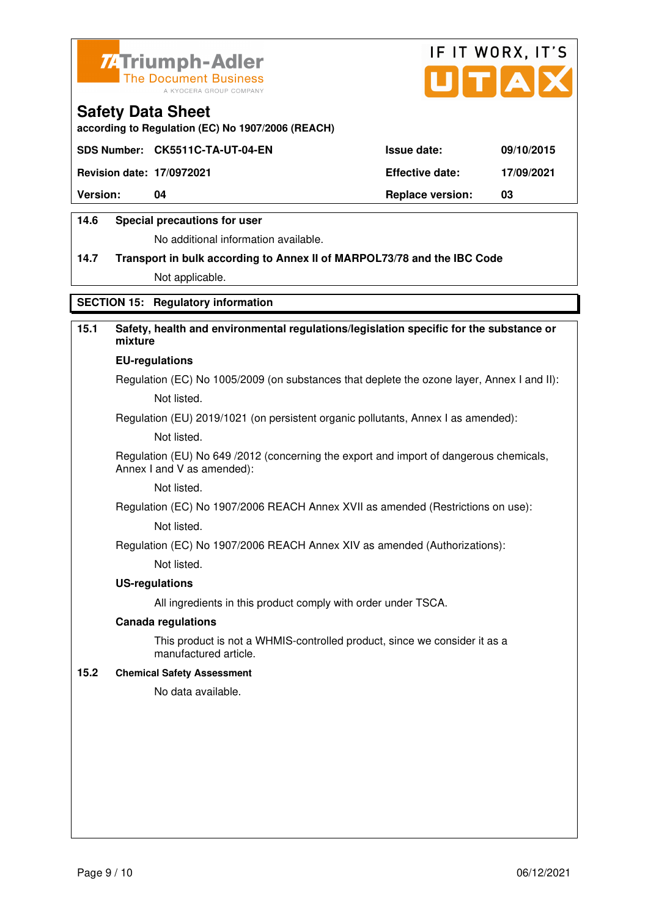## Safety Data Sheet

according to Regulation (EC) No 1907/2006 (REACH)

| SDS Number: | CK5511C-TA-UT-04-EN | Issue date: | 09/10/2015 |
|---|---|---|---|
| Revision date: | 17/0972021 | Effective date: | 17/09/2021 |
| Version: | 04 | Replace version: | 03 |

**14.6 Special precautions for user**

No additional information available.

**14.7 Transport in bulk according to Annex II of MARPOL73/78 and the IBC Code**

Not applicable.

## SECTION 15: Regulatory information

**15.1 Safety, health and environmental regulations/legislation specific for the substance or mixture**

**EU-regulations**

Regulation (EC) No 1005/2009 (on substances that deplete the ozone layer, Annex I and II):

Not listed.

Regulation (EU) 2019/1021 (on persistent organic pollutants, Annex I as amended):

Not listed.

Regulation (EU) No 649 /2012 (concerning the export and import of dangerous chemicals, Annex I and V as amended):

Not listed.

Regulation (EC) No 1907/2006 REACH Annex XVII as amended (Restrictions on use):

Not listed.

Regulation (EC) No 1907/2006 REACH Annex XIV as amended (Authorizations):

Not listed.

**US-regulations**

All ingredients in this product comply with order under TSCA.

**Canada regulations**

This product is not a WHMIS-controlled product, since we consider it as a manufactured article.

**15.2 Chemical Safety Assessment**

No data available.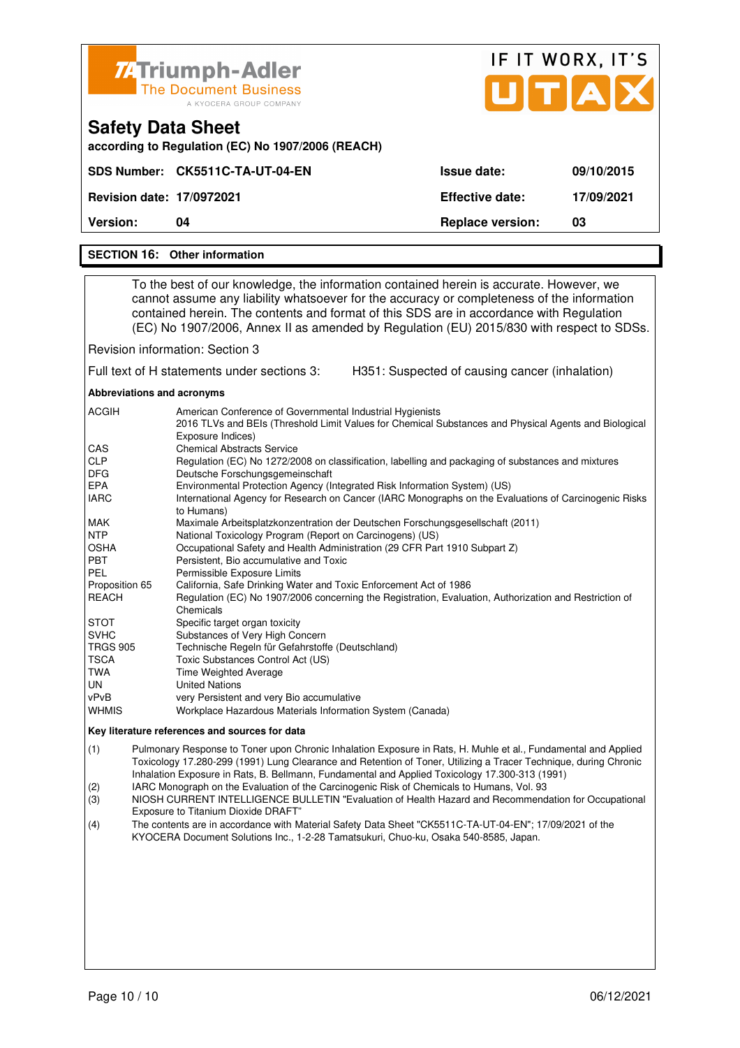# Safety Data Sheet

according to Regulation (EC) No 1907/2006 (REACH)

| SDS Number: | CK5511C-TA-UT-04-EN | Issue date: | 09/10/2015 |
|---|---|---|---|
| Revision date: | 17/0972021 | Effective date: | 17/09/2021 |
| Version: | 04 | Replace version: | 03 |

## SECTION 16: Other information

To the best of our knowledge, the information contained herein is accurate. However, we cannot assume any liability whatsoever for the accuracy or completeness of the information contained herein. The contents and format of this SDS are in accordance with Regulation (EC) No 1907/2006, Annex II as amended by Regulation (EU) 2015/830 with respect to SDSs.

Revision information: Section 3

Full text of H statements under sections 3: H351: Suspected of causing cancer (inhalation)

**Abbreviations and acronyms**

| | |
|---|---|
| ACGIH | American Conference of Governmental Industrial Hygienists<br>2016 TLVs and BEIs (Threshold Limit Values for Chemical Substances and Physical Agents and Biological Exposure Indices) |
| CAS | Chemical Abstracts Service |
| CLP | Regulation (EC) No 1272/2008 on classification, labelling and packaging of substances and mixtures |
| DFG | Deutsche Forschungsgemeinschaft |
| EPA | Environmental Protection Agency (Integrated Risk Information System) (US) |
| IARC | International Agency for Research on Cancer (IARC Monographs on the Evaluations of Carcinogenic Risks to Humans) |
| MAK | Maximale Arbeitsplatzkonzentration der Deutschen Forschungsgesellschaft (2011) |
| NTP | National Toxicology Program (Report on Carcinogens) (US) |
| OSHA | Occupational Safety and Health Administration (29 CFR Part 1910 Subpart Z) |
| PBT | Persistent, Bio accumulative and Toxic |
| PEL | Permissible Exposure Limits |
| Proposition 65 | California, Safe Drinking Water and Toxic Enforcement Act of 1986 |
| REACH | Regulation (EC) No 1907/2006 concerning the Registration, Evaluation, Authorization and Restriction of Chemicals |
| STOT | Specific target organ toxicity |
| SVHC | Substances of Very High Concern |
| TRGS 905 | Technische Regeln für Gefahrstoffe (Deutschland) |
| TSCA | Toxic Substances Control Act (US) |
| TWA | Time Weighted Average |
| UN | United Nations |
| vPvB | very Persistent and very Bio accumulative |
| WHMIS | Workplace Hazardous Materials Information System (Canada) |

**Key literature references and sources for data**

(1) Pulmonary Response to Toner upon Chronic Inhalation Exposure in Rats, H. Muhle et al., Fundamental and Applied Toxicology 17.280-299 (1991) Lung Clearance and Retention of Toner, Utilizing a Tracer Technique, during Chronic Inhalation Exposure in Rats, B. Bellmann, Fundamental and Applied Toxicology 17.300-313 (1991)

(2) IARC Monograph on the Evaluation of the Carcinogenic Risk of Chemicals to Humans, Vol. 93

(3) NIOSH CURRENT INTELLIGENCE BULLETIN "Evaluation of Health Hazard and Recommendation for Occupational Exposure to Titanium Dioxide DRAFT"

(4) The contents are in accordance with Material Safety Data Sheet "CK5511C-TA-UT-04-EN"; 17/09/2021 of the KYOCERA Document Solutions Inc., 1-2-28 Tamatsukuri, Chuo-ku, Osaka 540-8585, Japan.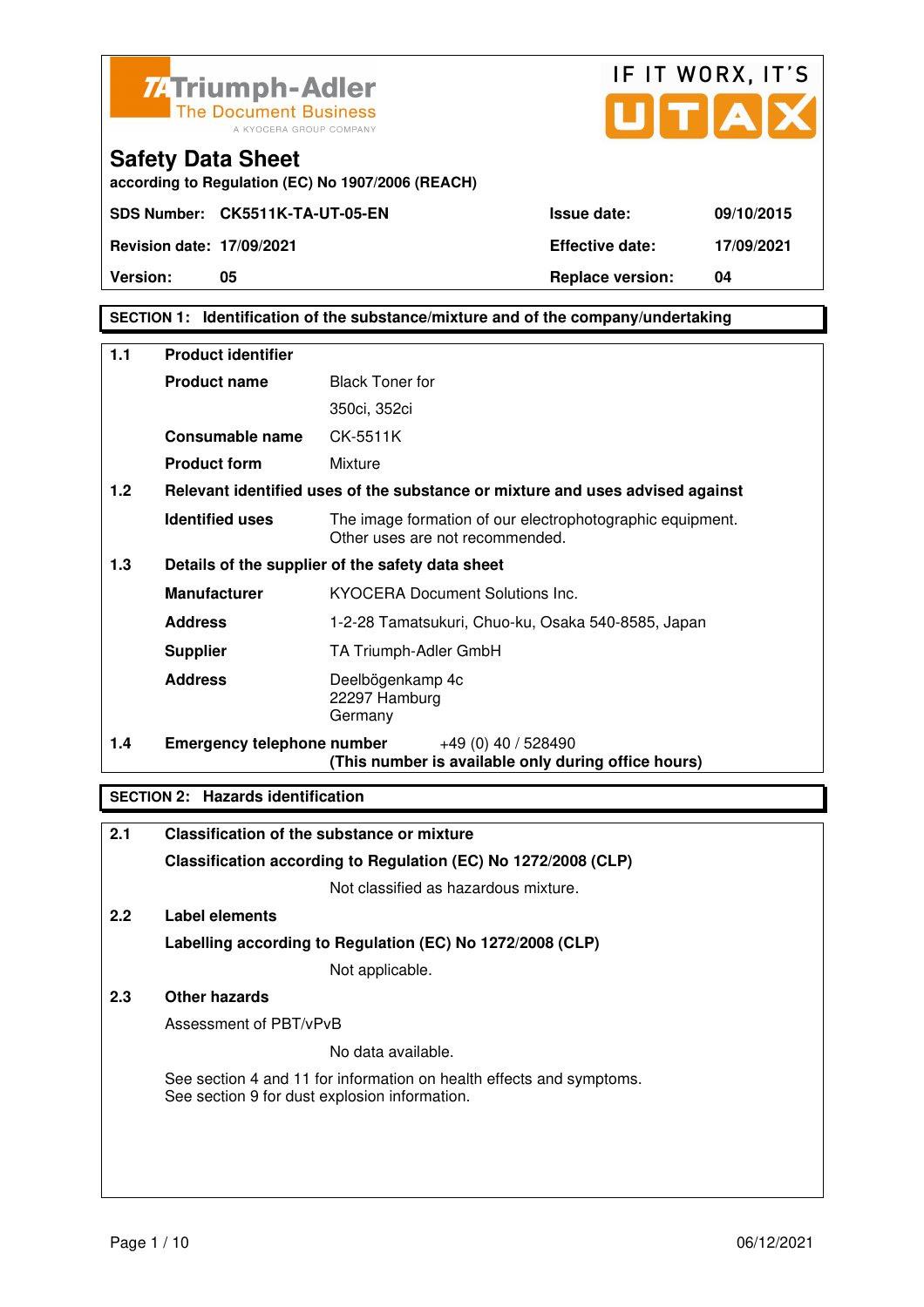TA Triumph-Adler
The Document Business
A KYOCERA GROUP COMPANY

IF IT WORX, IT'S UTAX

# Safety Data Sheet

according to Regulation (EC) No 1907/2006 (REACH)

| SDS Number: CK5511K-TA-UT-05-EN | | Issue date: | 09/10/2015 |
|---|---|---|---|
| Revision date: 17/09/2021 | | Effective date: | 17/09/2021 |
| Version: | 05 | Replace version: | 04 |

## SECTION 1: Identification of the substance/mixture and of the company/undertaking

**1.1 Product identifier**

| | | |
|---|---|---|
| | **Product name** | Black Toner for 350ci, 352ci |
| | **Consumable name** | CK-5511K |
| | **Product form** | Mixture |

**1.2 Relevant identified uses of the substance or mixture and uses advised against**

| | | |
|---|---|---|
| | **Identified uses** | The image formation of our electrophotographic equipment. Other uses are not recommended. |

**1.3 Details of the supplier of the safety data sheet**

| | | |
|---|---|---|
| | **Manufacturer** | KYOCERA Document Solutions Inc. |
| | **Address** | 1-2-28 Tamatsukuri, Chuo-ku, Osaka 540-8585, Japan |
| | **Supplier** | TA Triumph-Adler GmbH |
| | **Address** | Deelbögenkamp 4c<br>22297 Hamburg<br>Germany |

**1.4 Emergency telephone number** +49 (0) 40 / 528490
**(This number is available only during office hours)**

## SECTION 2: Hazards identification

**2.1 Classification of the substance or mixture**

**Classification according to Regulation (EC) No 1272/2008 (CLP)**

Not classified as hazardous mixture.

**2.2 Label elements**

**Labelling according to Regulation (EC) No 1272/2008 (CLP)**

Not applicable.

**2.3 Other hazards**

Assessment of PBT/vPvB

No data available.

See section 4 and 11 for information on health effects and symptoms.
See section 9 for dust explosion information.

06/12/2021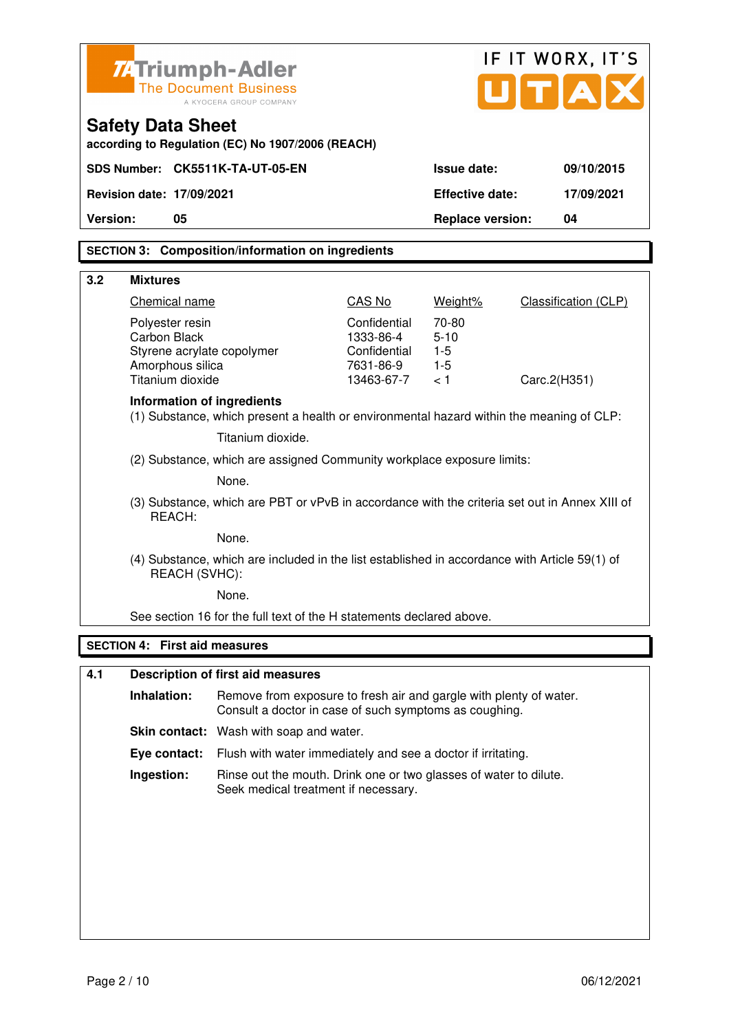Triumph-Adler The Document Business
A KYOCERA GROUP COMPANY

IF IT WORX, IT'S UTAX

## Safety Data Sheet

**according to Regulation (EC) No 1907/2006 (REACH)**

| | | | |
|---|---|---|---|
| **SDS Number:** | **CK5511K-TA-UT-05-EN** | **Issue date:** | **09/10/2015** |
| **Revision date:** | **17/09/2021** | **Effective date:** | **17/09/2021** |
| **Version:** | **05** | **Replace version:** | **04** |

## SECTION 3: Composition/information on ingredients

### 3.2 Mixtures

| Chemical name | CAS No | Weight% | Classification (CLP) |
|---|---|---|---|
| Polyester resin | Confidential | 70-80 | |
| Carbon Black | 1333-86-4 | 5-10 | |
| Styrene acrylate copolymer | Confidential | 1-5 | |
| Amorphous silica | 7631-86-9 | 1-5 | |
| Titanium dioxide | 13463-67-7 | < 1 | Carc.2(H351) |

**Information of ingredients**

(1) Substance, which present a health or environmental hazard within the meaning of CLP:

Titanium dioxide.

(2) Substance, which are assigned Community workplace exposure limits:

None.

(3) Substance, which are PBT or vPvB in accordance with the criteria set out in Annex XIII of REACH:

None.

(4) Substance, which are included in the list established in accordance with Article 59(1) of REACH (SVHC):

None.

See section 16 for the full text of the H statements declared above.

## SECTION 4: First aid measures

### 4.1 Description of first aid measures

**Inhalation:** Remove from exposure to fresh air and gargle with plenty of water. Consult a doctor in case of such symptoms as coughing.

**Skin contact:** Wash with soap and water.

**Eye contact:** Flush with water immediately and see a doctor if irritating.

**Ingestion:** Rinse out the mouth. Drink one or two glasses of water to dilute. Seek medical treatment if necessary.

06/12/2021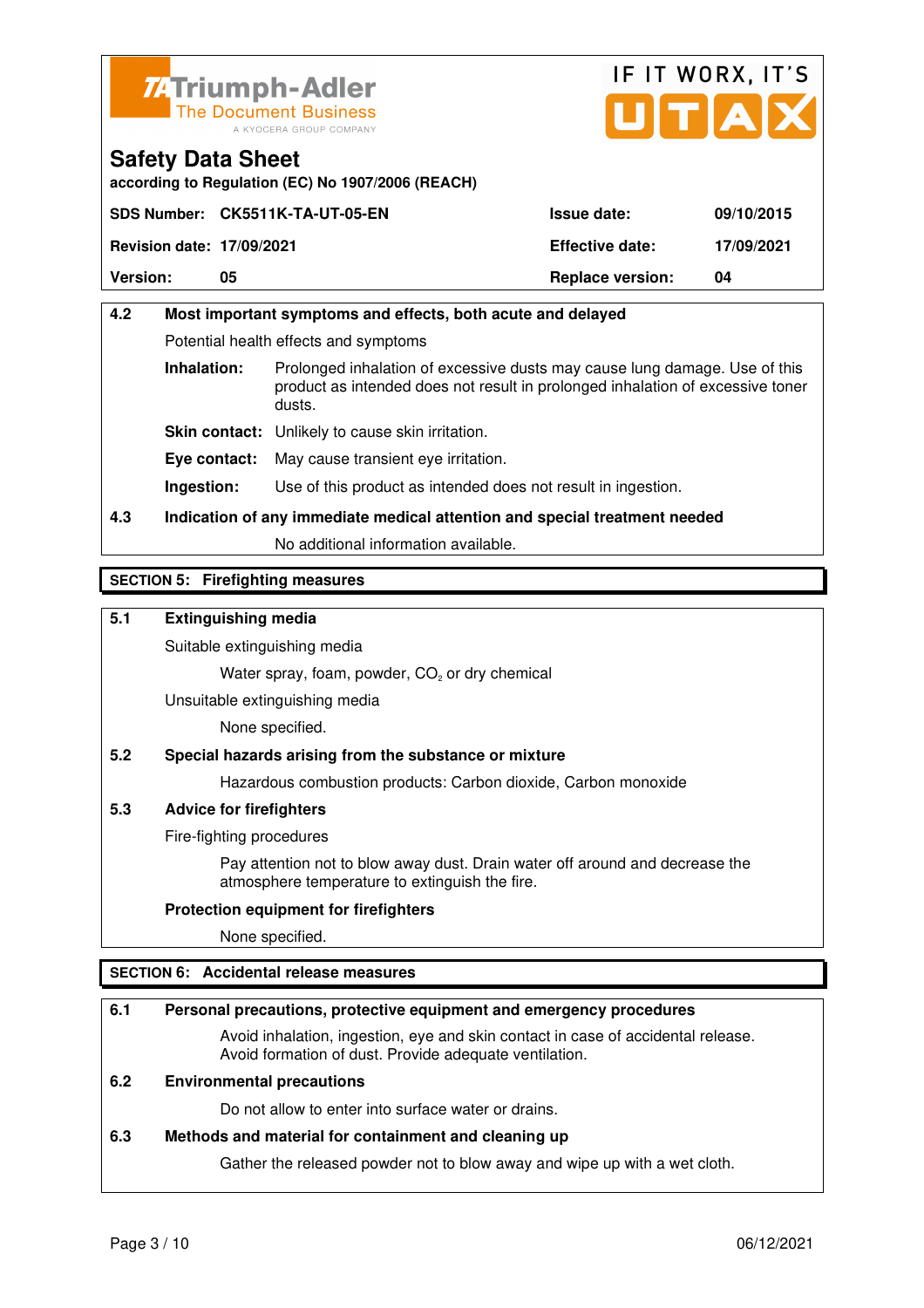**Safety Data Sheet**

according to Regulation (EC) No 1907/2006 (REACH)

| | | | |
|---|---|---|---|
| **SDS Number:** | **CK5511K-TA-UT-05-EN** | **Issue date:** | **09/10/2015** |
| **Revision date:** | **17/09/2021** | **Effective date:** | **17/09/2021** |
| **Version:** | **05** | **Replace version:** | **04** |

### 4.2 Most important symptoms and effects, both acute and delayed

Potential health effects and symptoms

**Inhalation:** Prolonged inhalation of excessive dusts may cause lung damage. Use of this product as intended does not result in prolonged inhalation of excessive toner dusts.

**Skin contact:** Unlikely to cause skin irritation.

**Eye contact:** May cause transient eye irritation.

**Ingestion:** Use of this product as intended does not result in ingestion.

### 4.3 Indication of any immediate medical attention and special treatment needed

No additional information available.

## SECTION 5: Firefighting measures

### 5.1 Extinguishing media

Suitable extinguishing media

Water spray, foam, powder, $CO_2$ or dry chemical

Unsuitable extinguishing media

None specified.

### 5.2 Special hazards arising from the substance or mixture

Hazardous combustion products: Carbon dioxide, Carbon monoxide

### 5.3 Advice for firefighters

Fire-fighting procedures

Pay attention not to blow away dust. Drain water off around and decrease the atmosphere temperature to extinguish the fire.

**Protection equipment for firefighters**

None specified.

## SECTION 6: Accidental release measures

### 6.1 Personal precautions, protective equipment and emergency procedures

Avoid inhalation, ingestion, eye and skin contact in case of accidental release. Avoid formation of dust. Provide adequate ventilation.

### 6.2 Environmental precautions

Do not allow to enter into surface water or drains.

### 6.3 Methods and material for containment and cleaning up

Gather the released powder not to blow away and wipe up with a wet cloth.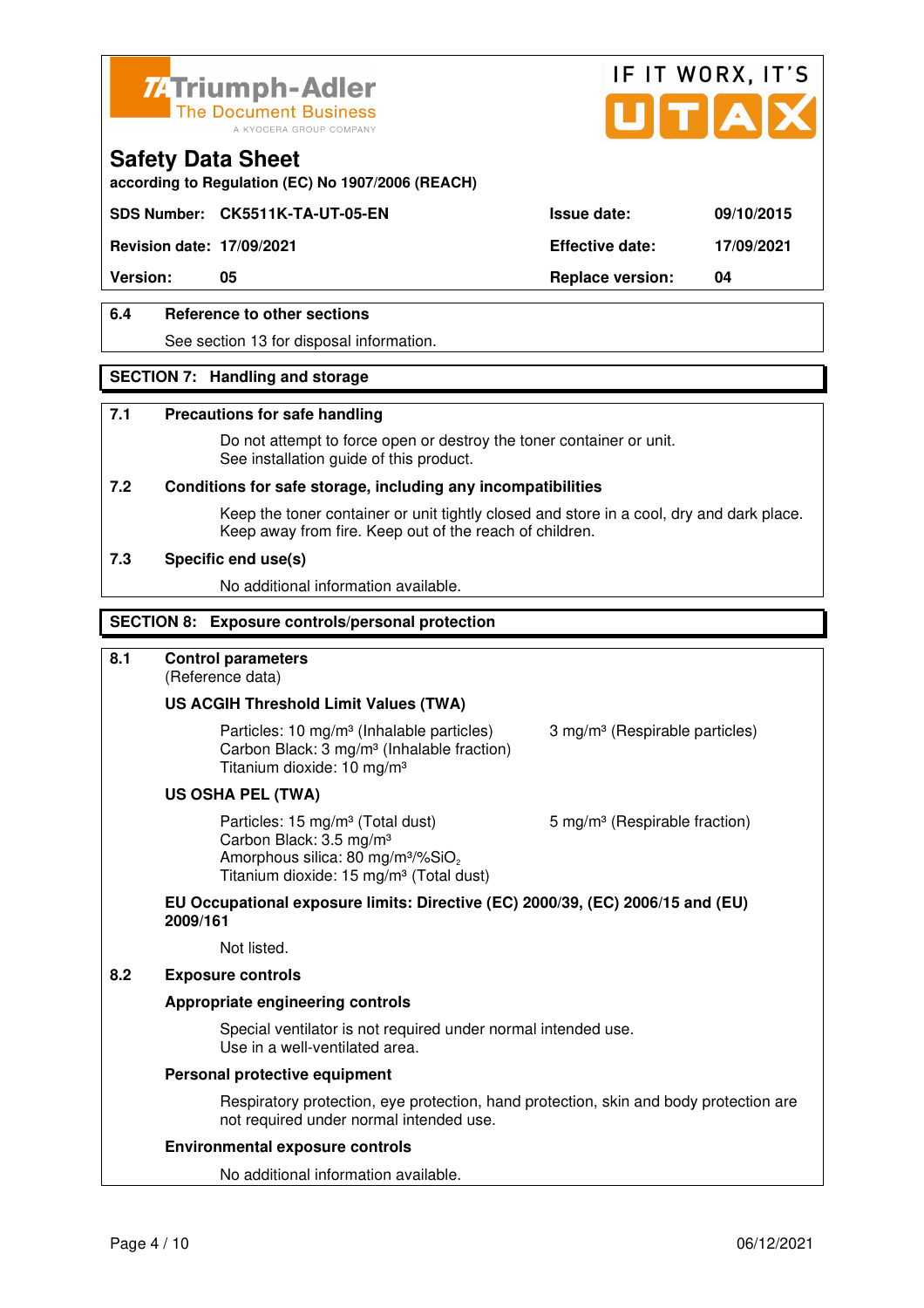## 6.4 Reference to other sections

See section 13 for disposal information.

## SECTION 7: Handling and storage

### 7.1 Precautions for safe handling

Do not attempt to force open or destroy the toner container or unit.
See installation guide of this product.

### 7.2 Conditions for safe storage, including any incompatibilities

Keep the toner container or unit tightly closed and store in a cool, dry and dark place.
Keep away from fire. Keep out of the reach of children.

### 7.3 Specific end use(s)

No additional information available.

## SECTION 8: Exposure controls/personal protection

### 8.1 Control parameters

(Reference data)

**US ACGIH Threshold Limit Values (TWA)**

Particles: 10 mg/m³ (Inhalable particles) 3 mg/m³ (Respirable particles)
Carbon Black: 3 mg/m³ (Inhalable fraction)
Titanium dioxide: 10 mg/m³

**US OSHA PEL (TWA)**

Particles: 15 mg/m³ (Total dust) 5 mg/m³ (Respirable fraction)
Carbon Black: 3.5 mg/m³
Amorphous silica: 80 mg/m³/%$SiO_2$
Titanium dioxide: 15 mg/m³ (Total dust)

**EU Occupational exposure limits: Directive (EC) 2000/39, (EC) 2006/15 and (EU) 2009/161**

Not listed.

### 8.2 Exposure controls

**Appropriate engineering controls**

Special ventilator is not required under normal intended use.
Use in a well-ventilated area.

**Personal protective equipment**

Respiratory protection, eye protection, hand protection, skin and body protection are not required under normal intended use.

**Environmental exposure controls**

No additional information available.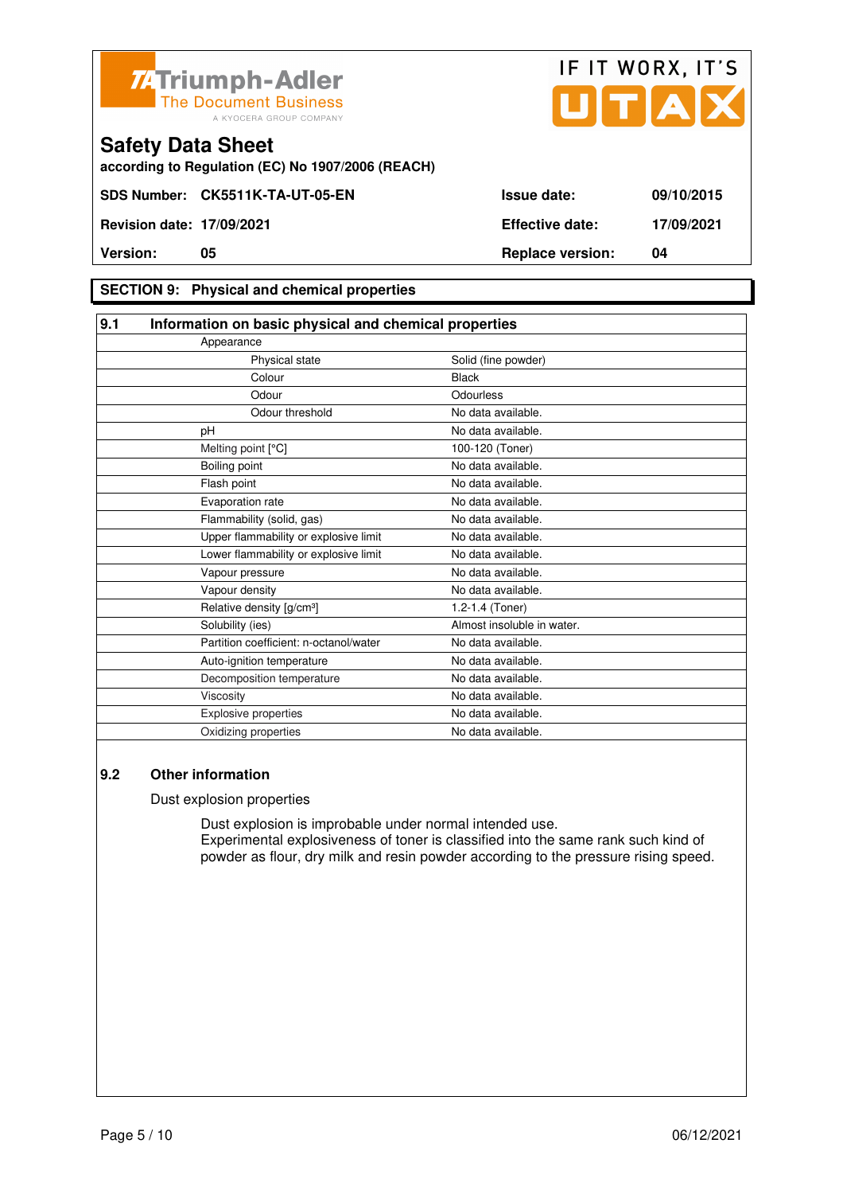# Safety Data Sheet

according to Regulation (EC) No 1907/2006 (REACH)

| | | | |
|---|---|---|---|
| **SDS Number:** | **CK5511K-TA-UT-05-EN** | **Issue date:** | **09/10/2015** |
| **Revision date:** | **17/09/2021** | **Effective date:** | **17/09/2021** |
| **Version:** | **05** | **Replace version:** | **04** |

## SECTION 9: Physical and chemical properties

### 9.1 Information on basic physical and chemical properties

| Property | Value |
|---|---|
| Appearance | |
| Physical state | Solid (fine powder) |
| Colour | Black |
| Odour | Odourless |
| Odour threshold | No data available. |
| pH | No data available. |
| Melting point [°C] | 100-120 (Toner) |
| Boiling point | No data available. |
| Flash point | No data available. |
| Evaporation rate | No data available. |
| Flammability (solid, gas) | No data available. |
| Upper flammability or explosive limit | No data available. |
| Lower flammability or explosive limit | No data available. |
| Vapour pressure | No data available. |
| Vapour density | No data available. |
| Relative density [g/cm³] | 1.2-1.4 (Toner) |
| Solubility (ies) | Almost insoluble in water. |
| Partition coefficient: n-octanol/water | No data available. |
| Auto-ignition temperature | No data available. |
| Decomposition temperature | No data available. |
| Viscosity | No data available. |
| Explosive properties | No data available. |
| Oxidizing properties | No data available. |

### 9.2 Other information

Dust explosion properties

Dust explosion is improbable under normal intended use.
Experimental explosiveness of toner is classified into the same rank such kind of powder as flour, dry milk and resin powder according to the pressure rising speed.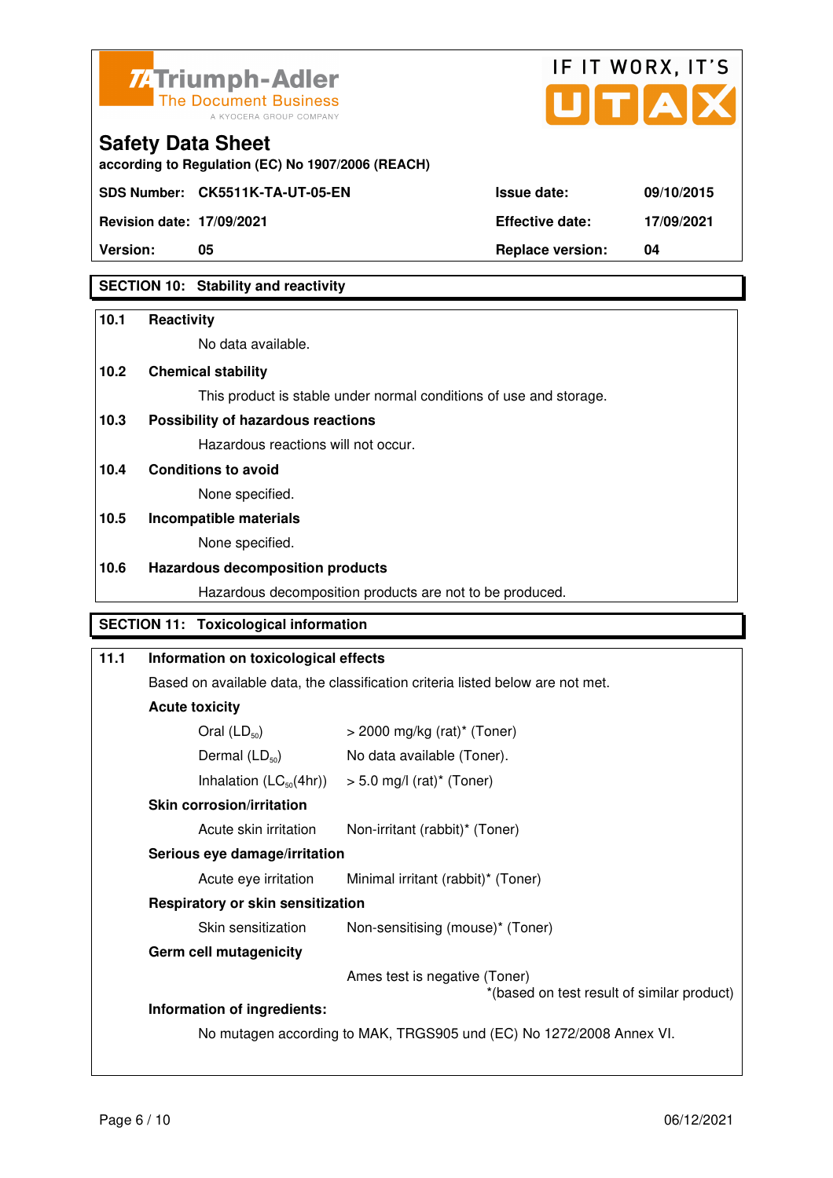Triumph-Adler
The Document Business
A KYOCERA GROUP COMPANY

IF IT WORX, IT'S UTAX

# Safety Data Sheet

according to Regulation (EC) No 1907/2006 (REACH)

| | | | |
|---|---|---|---|
| **SDS Number:** | **CK5511K-TA-UT-05-EN** | **Issue date:** | **09/10/2015** |
| **Revision date:** | **17/09/2021** | **Effective date:** | **17/09/2021** |
| **Version:** | **05** | **Replace version:** | **04** |

## SECTION 10: Stability and reactivity

**10.1 Reactivity**

No data available.

**10.2 Chemical stability**

This product is stable under normal conditions of use and storage.

**10.3 Possibility of hazardous reactions**

Hazardous reactions will not occur.

**10.4 Conditions to avoid**

None specified.

**10.5 Incompatible materials**

None specified.

**10.6 Hazardous decomposition products**

Hazardous decomposition products are not to be produced.

## SECTION 11: Toxicological information

**11.1 Information on toxicological effects**

Based on available data, the classification criteria listed below are not met.

**Acute toxicity**

| | |
|---|---|
| Oral ($LD_{50}$) | > 2000 mg/kg (rat)* (Toner) |
| Dermal ($LD_{50}$) | No data available (Toner). |
| Inhalation ($LC_{50}$(4hr)) | > 5.0 mg/l (rat)* (Toner) |

**Skin corrosion/irritation**

| | |
|---|---|
| Acute skin irritation | Non-irritant (rabbit)* (Toner) |

**Serious eye damage/irritation**

| | |
|---|---|
| Acute eye irritation | Minimal irritant (rabbit)* (Toner) |

**Respiratory or skin sensitization**

| | |
|---|---|
| Skin sensitization | Non-sensitising (mouse)* (Toner) |

**Germ cell mutagenicity**

Ames test is negative (Toner)

*(based on test result of similar product)

**Information of ingredients:**

No mutagen according to MAK, TRGS905 und (EC) No 1272/2008 Annex VI.

06/12/2021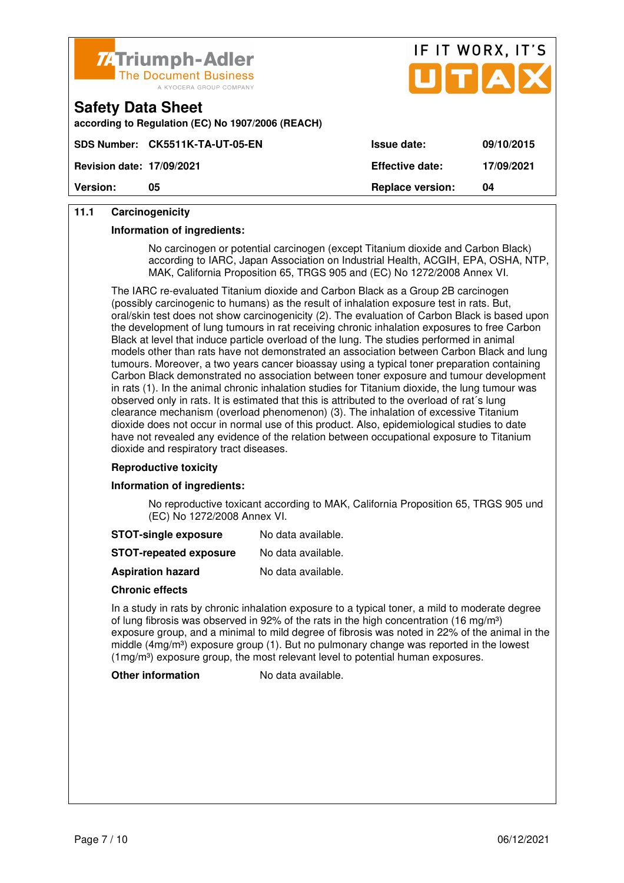## 11.1 Carcinogenicity

**Information of ingredients:**

No carcinogen or potential carcinogen (except Titanium dioxide and Carbon Black) according to IARC, Japan Association on Industrial Health, ACGIH, EPA, OSHA, NTP, MAK, California Proposition 65, TRGS 905 and (EC) No 1272/2008 Annex VI.

The IARC re-evaluated Titanium dioxide and Carbon Black as a Group 2B carcinogen (possibly carcinogenic to humans) as the result of inhalation exposure test in rats. But, oral/skin test does not show carcinogenicity (2). The evaluation of Carbon Black is based upon the development of lung tumours in rat receiving chronic inhalation exposures to free Carbon Black at level that induce particle overload of the lung. The studies performed in animal models other than rats have not demonstrated an association between Carbon Black and lung tumours. Moreover, a two years cancer bioassay using a typical toner preparation containing Carbon Black demonstrated no association between toner exposure and tumour development in rats (1). In the animal chronic inhalation studies for Titanium dioxide, the lung tumour was observed only in rats. It is estimated that this is attributed to the overload of rat´s lung clearance mechanism (overload phenomenon) (3). The inhalation of excessive Titanium dioxide does not occur in normal use of this product. Also, epidemiological studies to date have not revealed any evidence of the relation between occupational exposure to Titanium dioxide and respiratory tract diseases.

**Reproductive toxicity**

**Information of ingredients:**

No reproductive toxicant according to MAK, California Proposition 65, TRGS 905 und (EC) No 1272/2008 Annex VI.

**STOT-single exposure** No data available.

**STOT-repeated exposure** No data available.

**Aspiration hazard** No data available.

**Chronic effects**

In a study in rats by chronic inhalation exposure to a typical toner, a mild to moderate degree of lung fibrosis was observed in 92% of the rats in the high concentration (16 mg/m³) exposure group, and a minimal to mild degree of fibrosis was noted in 22% of the animal in the middle (4mg/m³) exposure group (1). But no pulmonary change was reported in the lowest (1mg/m³) exposure group, the most relevant level to potential human exposures.

**Other information** No data available.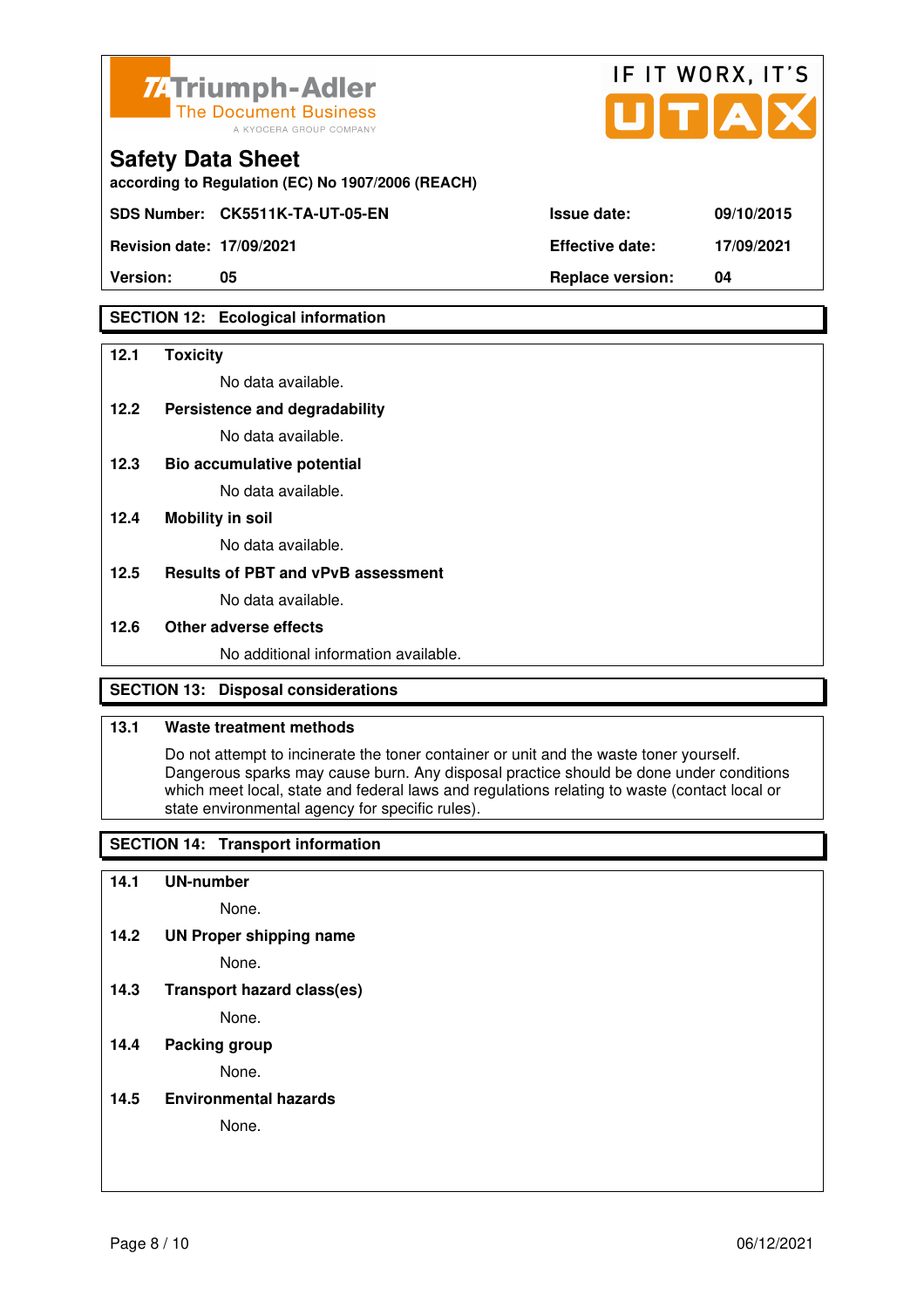## SECTION 12: Ecological information

**12.1 Toxicity**

No data available.

**12.2 Persistence and degradability**

No data available.

**12.3 Bio accumulative potential**

No data available.

**12.4 Mobility in soil**

No data available.

**12.5 Results of PBT and vPvB assessment**

No data available.

**12.6 Other adverse effects**

No additional information available.

## SECTION 13: Disposal considerations

**13.1 Waste treatment methods**

Do not attempt to incinerate the toner container or unit and the waste toner yourself. Dangerous sparks may cause burn. Any disposal practice should be done under conditions which meet local, state and federal laws and regulations relating to waste (contact local or state environmental agency for specific rules).

## SECTION 14: Transport information

**14.1 UN-number**

None.

**14.2 UN Proper shipping name**

None.

**14.3 Transport hazard class(es)**

None.

**14.4 Packing group**

None.

**14.5 Environmental hazards**

None.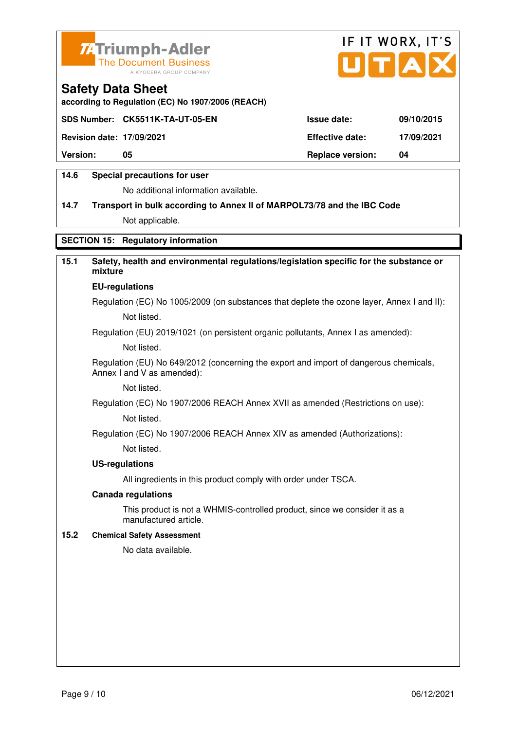**Safety Data Sheet**
according to Regulation (EC) No 1907/2006 (REACH)

| SDS Number: | CK5511K-TA-UT-05-EN | Issue date: | 09/10/2015 |
|---|---|---|---|
| Revision date: | 17/09/2021 | Effective date: | 17/09/2021 |
| Version: | 05 | Replace version: | 04 |

**14.6 Special precautions for user**

No additional information available.

**14.7 Transport in bulk according to Annex II of MARPOL73/78 and the IBC Code**

Not applicable.

## SECTION 15: Regulatory information

**15.1 Safety, health and environmental regulations/legislation specific for the substance or mixture**

**EU-regulations**

Regulation (EC) No 1005/2009 (on substances that deplete the ozone layer, Annex I and II):

Not listed.

Regulation (EU) 2019/1021 (on persistent organic pollutants, Annex I as amended):

Not listed.

Regulation (EU) No 649/2012 (concerning the export and import of dangerous chemicals, Annex I and V as amended):

Not listed.

Regulation (EC) No 1907/2006 REACH Annex XVII as amended (Restrictions on use):

Not listed.

Regulation (EC) No 1907/2006 REACH Annex XIV as amended (Authorizations):

Not listed.

**US-regulations**

All ingredients in this product comply with order under TSCA.

**Canada regulations**

This product is not a WHMIS-controlled product, since we consider it as a manufactured article.

**15.2 Chemical Safety Assessment**

No data available.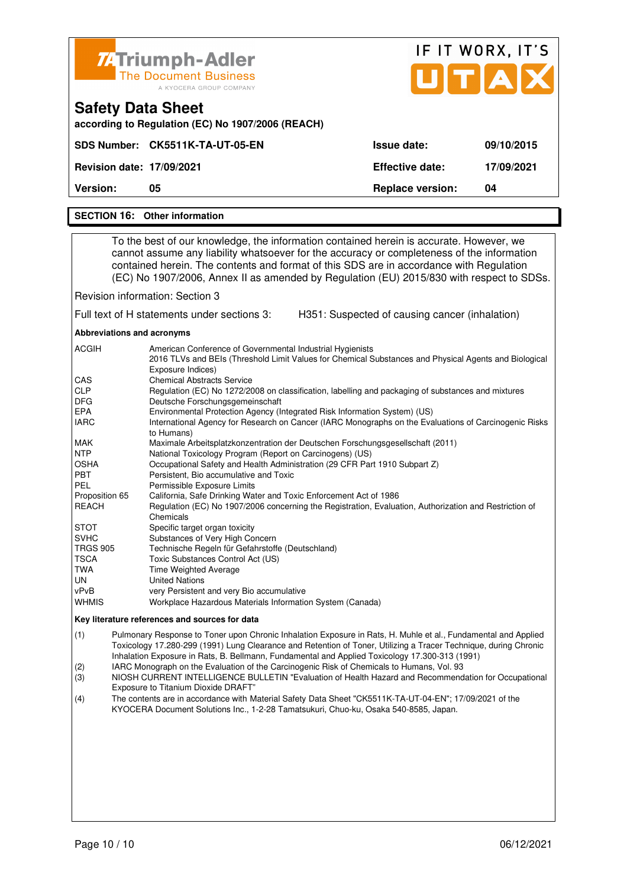# Safety Data Sheet

**according to Regulation (EC) No 1907/2006 (REACH)**

| **SDS Number:** | **CK5511K-TA-UT-05-EN** | **Issue date:** | **09/10/2015** |
|---|---|---|---|
| **Revision date:** | **17/09/2021** | **Effective date:** | **17/09/2021** |
| **Version:** | **05** | **Replace version:** | **04** |

## SECTION 16: Other information

To the best of our knowledge, the information contained herein is accurate. However, we cannot assume any liability whatsoever for the accuracy or completeness of the information contained herein. The contents and format of this SDS are in accordance with Regulation (EC) No 1907/2006, Annex II as amended by Regulation (EU) 2015/830 with respect to SDSs.

Revision information: Section 3

Full text of H statements under sections 3: H351: Suspected of causing cancer (inhalation)

### Abbreviations and acronyms

| | |
|---|---|
| ACGIH | American Conference of Governmental Industrial Hygienists 2016 TLVs and BEIs (Threshold Limit Values for Chemical Substances and Physical Agents and Biological Exposure Indices) |
| CAS | Chemical Abstracts Service |
| CLP | Regulation (EC) No 1272/2008 on classification, labelling and packaging of substances and mixtures |
| DFG | Deutsche Forschungsgemeinschaft |
| EPA | Environmental Protection Agency (Integrated Risk Information System) (US) |
| IARC | International Agency for Research on Cancer (IARC Monographs on the Evaluations of Carcinogenic Risks to Humans) |
| MAK | Maximale Arbeitsplatzkonzentration der Deutschen Forschungsgesellschaft (2011) |
| NTP | National Toxicology Program (Report on Carcinogens) (US) |
| OSHA | Occupational Safety and Health Administration (29 CFR Part 1910 Subpart Z) |
| PBT | Persistent, Bio accumulative and Toxic |
| PEL | Permissible Exposure Limits |
| Proposition 65 | California, Safe Drinking Water and Toxic Enforcement Act of 1986 |
| REACH | Regulation (EC) No 1907/2006 concerning the Registration, Evaluation, Authorization and Restriction of Chemicals |
| STOT | Specific target organ toxicity |
| SVHC | Substances of Very High Concern |
| TRGS 905 | Technische Regeln für Gefahrstoffe (Deutschland) |
| TSCA | Toxic Substances Control Act (US) |
| TWA | Time Weighted Average |
| UN | United Nations |
| vPvB | very Persistent and very Bio accumulative |
| WHMIS | Workplace Hazardous Materials Information System (Canada) |

### Key literature references and sources for data

(1) Pulmonary Response to Toner upon Chronic Inhalation Exposure in Rats, H. Muhle et al., Fundamental and Applied Toxicology 17.280-299 (1991) Lung Clearance and Retention of Toner, Utilizing a Tracer Technique, during Chronic Inhalation Exposure in Rats, B. Bellmann, Fundamental and Applied Toxicology 17.300-313 (1991)

(2) IARC Monograph on the Evaluation of the Carcinogenic Risk of Chemicals to Humans, Vol. 93

(3) NIOSH CURRENT INTELLIGENCE BULLETIN "Evaluation of Health Hazard and Recommendation for Occupational Exposure to Titanium Dioxide DRAFT"

(4) The contents are in accordance with Material Safety Data Sheet "CK5511K-TA-UT-04-EN"; 17/09/2021 of the KYOCERA Document Solutions Inc., 1-2-28 Tamatsukuri, Chuo-ku, Osaka 540-8585, Japan.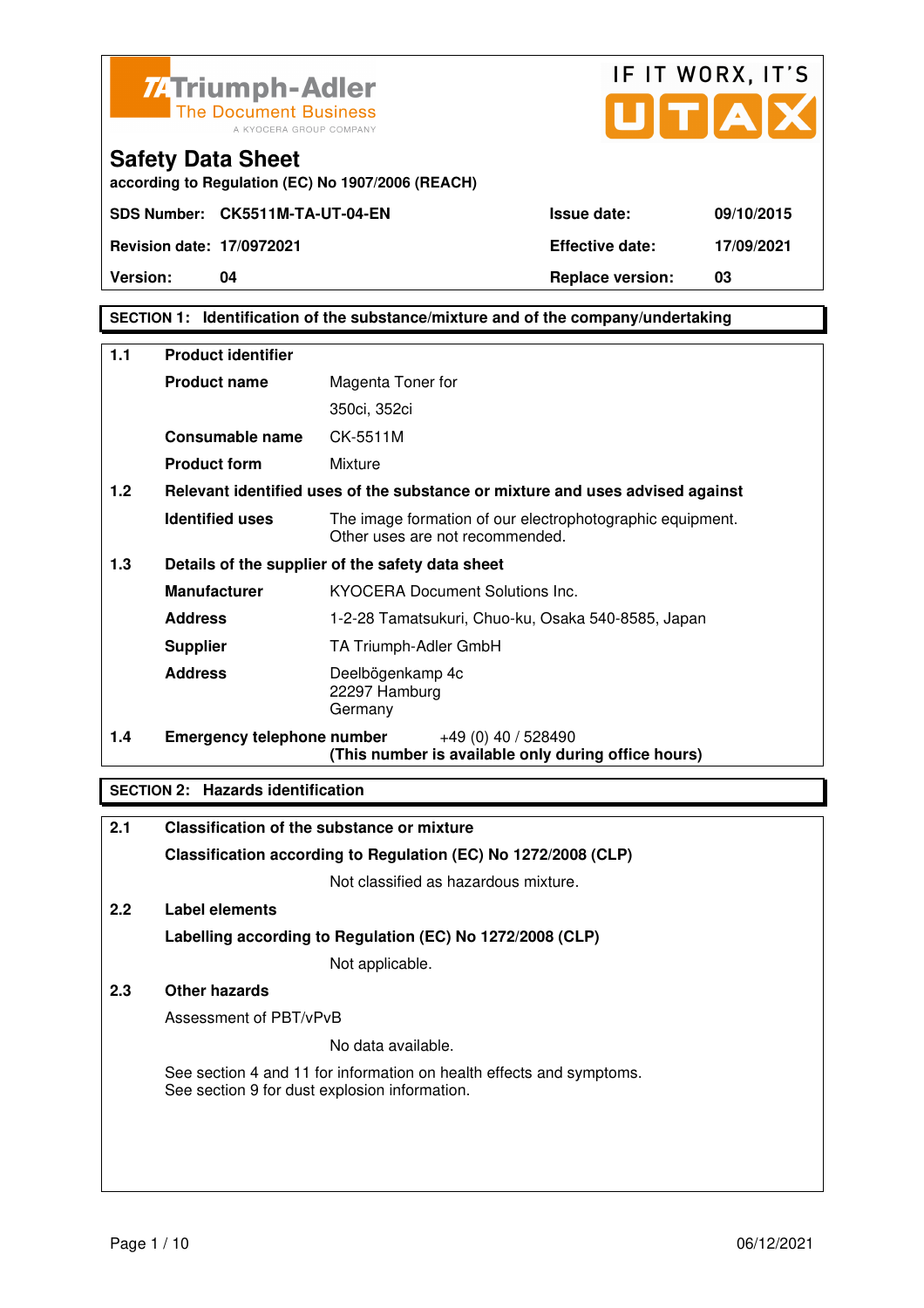Triumph-Adler
The Document Business
A KYOCERA GROUP COMPANY

IF IT WORX, IT'S UTAX

# Safety Data Sheet

**according to Regulation (EC) No 1907/2006 (REACH)**

| **SDS Number:** | **CK5511M-TA-UT-04-EN** | **Issue date:** | **09/10/2015** |
|---|---|---|---|
| **Revision date:** | **17/0972021** | **Effective date:** | **17/09/2021** |
| **Version:** | **04** | **Replace version:** | **03** |

## SECTION 1: Identification of the substance/mixture and of the company/undertaking

**1.1 Product identifier**

| | |
|---|---|
| **Product name** | Magenta Toner for 350ci, 352ci |
| **Consumable name** | CK-5511M |
| **Product form** | Mixture |

**1.2 Relevant identified uses of the substance or mixture and uses advised against**

| | |
|---|---|
| **Identified uses** | The image formation of our electrophotographic equipment. Other uses are not recommended. |

**1.3 Details of the supplier of the safety data sheet**

| | |
|---|---|
| **Manufacturer** | KYOCERA Document Solutions Inc. |
| **Address** | 1-2-28 Tamatsukuri, Chuo-ku, Osaka 540-8585, Japan |
| **Supplier** | TA Triumph-Adler GmbH |
| **Address** | Deelbögenkamp 4c<br>22297 Hamburg<br>Germany |

**1.4 Emergency telephone number** +49 (0) 40 / 528490
**(This number is available only during office hours)**

## SECTION 2: Hazards identification

**2.1 Classification of the substance or mixture**

**Classification according to Regulation (EC) No 1272/2008 (CLP)**

Not classified as hazardous mixture.

**2.2 Label elements**

**Labelling according to Regulation (EC) No 1272/2008 (CLP)**

Not applicable.

**2.3 Other hazards**

Assessment of PBT/vPvB

No data available.

See section 4 and 11 for information on health effects and symptoms.
See section 9 for dust explosion information.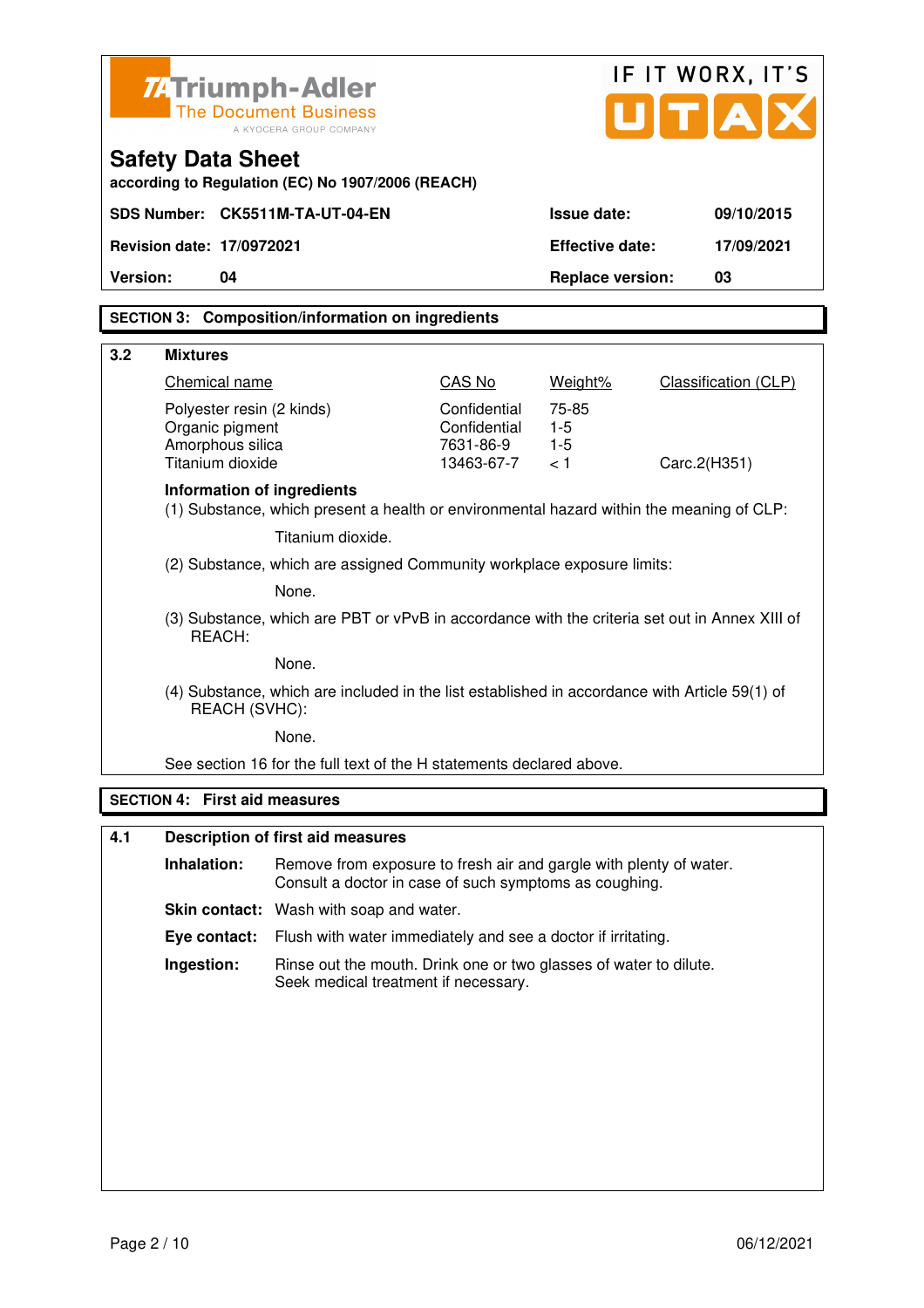Triumph-Adler
The Document Business
A KYOCERA GROUP COMPANY

IF IT WORX, IT'S UTAX

# Safety Data Sheet

according to Regulation (EC) No 1907/2006 (REACH)

| SDS Number: CK5511M-TA-UT-04-EN | Issue date: | 09/10/2015 |
|---|---|---|
| Revision date: 17/0972021 | Effective date: | 17/09/2021 |
| Version: 04 | Replace version: | 03 |

## SECTION 3: Composition/information on ingredients

### 3.2 Mixtures

| Chemical name | CAS No | Weight% | Classification (CLP) |
|---|---|---|---|
| Polyester resin (2 kinds) | Confidential | 75-85 | |
| Organic pigment | Confidential | 1-5 | |
| Amorphous silica | 7631-86-9 | 1-5 | |
| Titanium dioxide | 13463-67-7 | < 1 | Carc.2(H351) |

**Information of ingredients**

(1) Substance, which present a health or environmental hazard within the meaning of CLP:

Titanium dioxide.

(2) Substance, which are assigned Community workplace exposure limits:

None.

(3) Substance, which are PBT or vPvB in accordance with the criteria set out in Annex XIII of REACH:

None.

(4) Substance, which are included in the list established in accordance with Article 59(1) of REACH (SVHC):

None.

See section 16 for the full text of the H statements declared above.

## SECTION 4: First aid measures

### 4.1 Description of first aid measures

**Inhalation:** Remove from exposure to fresh air and gargle with plenty of water. Consult a doctor in case of such symptoms as coughing.

**Skin contact:** Wash with soap and water.

**Eye contact:** Flush with water immediately and see a doctor if irritating.

**Ingestion:** Rinse out the mouth. Drink one or two glasses of water to dilute. Seek medical treatment if necessary.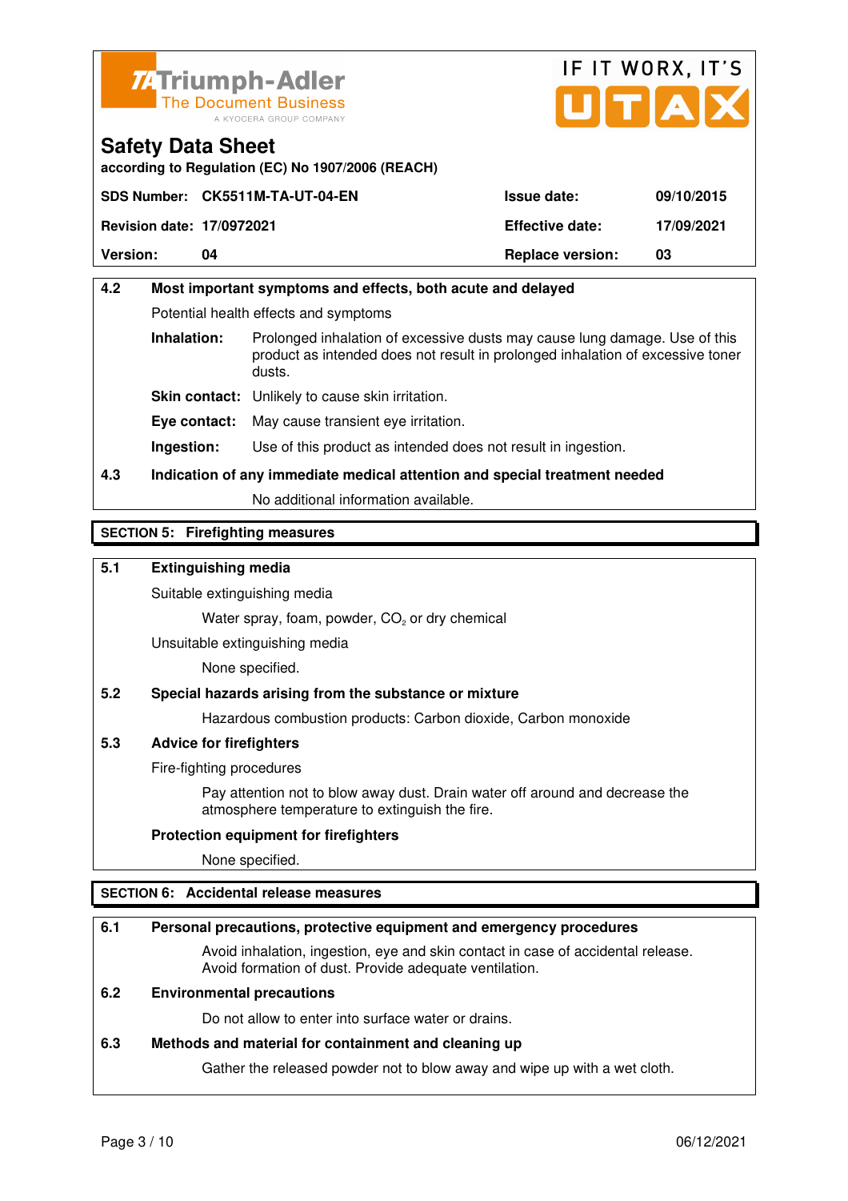**Triumph-Adler** The Document Business — A KYOCERA GROUP COMPANY

IF IT WORX, IT'S UTAX

# Safety Data Sheet

**according to Regulation (EC) No 1907/2006 (REACH)**

| **SDS Number:** | **CK5511M-TA-UT-04-EN** | **Issue date:** | **09/10/2015** |
|---|---|---|---|
| **Revision date:** | **17/0972021** | **Effective date:** | **17/09/2021** |
| **Version:** | **04** | **Replace version:** | **03** |

**4.2 Most important symptoms and effects, both acute and delayed**

Potential health effects and symptoms

**Inhalation:** Prolonged inhalation of excessive dusts may cause lung damage. Use of this product as intended does not result in prolonged inhalation of excessive toner dusts.

**Skin contact:** Unlikely to cause skin irritation.

**Eye contact:** May cause transient eye irritation.

**Ingestion:** Use of this product as intended does not result in ingestion.

**4.3 Indication of any immediate medical attention and special treatment needed**

No additional information available.

## SECTION 5: Firefighting measures

**5.1 Extinguishing media**

Suitable extinguishing media

Water spray, foam, powder, $CO_2$ or dry chemical

Unsuitable extinguishing media

None specified.

**5.2 Special hazards arising from the substance or mixture**

Hazardous combustion products: Carbon dioxide, Carbon monoxide

**5.3 Advice for firefighters**

Fire-fighting procedures

Pay attention not to blow away dust. Drain water off around and decrease the atmosphere temperature to extinguish the fire.

**Protection equipment for firefighters**

None specified.

## SECTION 6: Accidental release measures

**6.1 Personal precautions, protective equipment and emergency procedures**

Avoid inhalation, ingestion, eye and skin contact in case of accidental release. Avoid formation of dust. Provide adequate ventilation.

**6.2 Environmental precautions**

Do not allow to enter into surface water or drains.

**6.3 Methods and material for containment and cleaning up**

Gather the released powder not to blow away and wipe up with a wet cloth.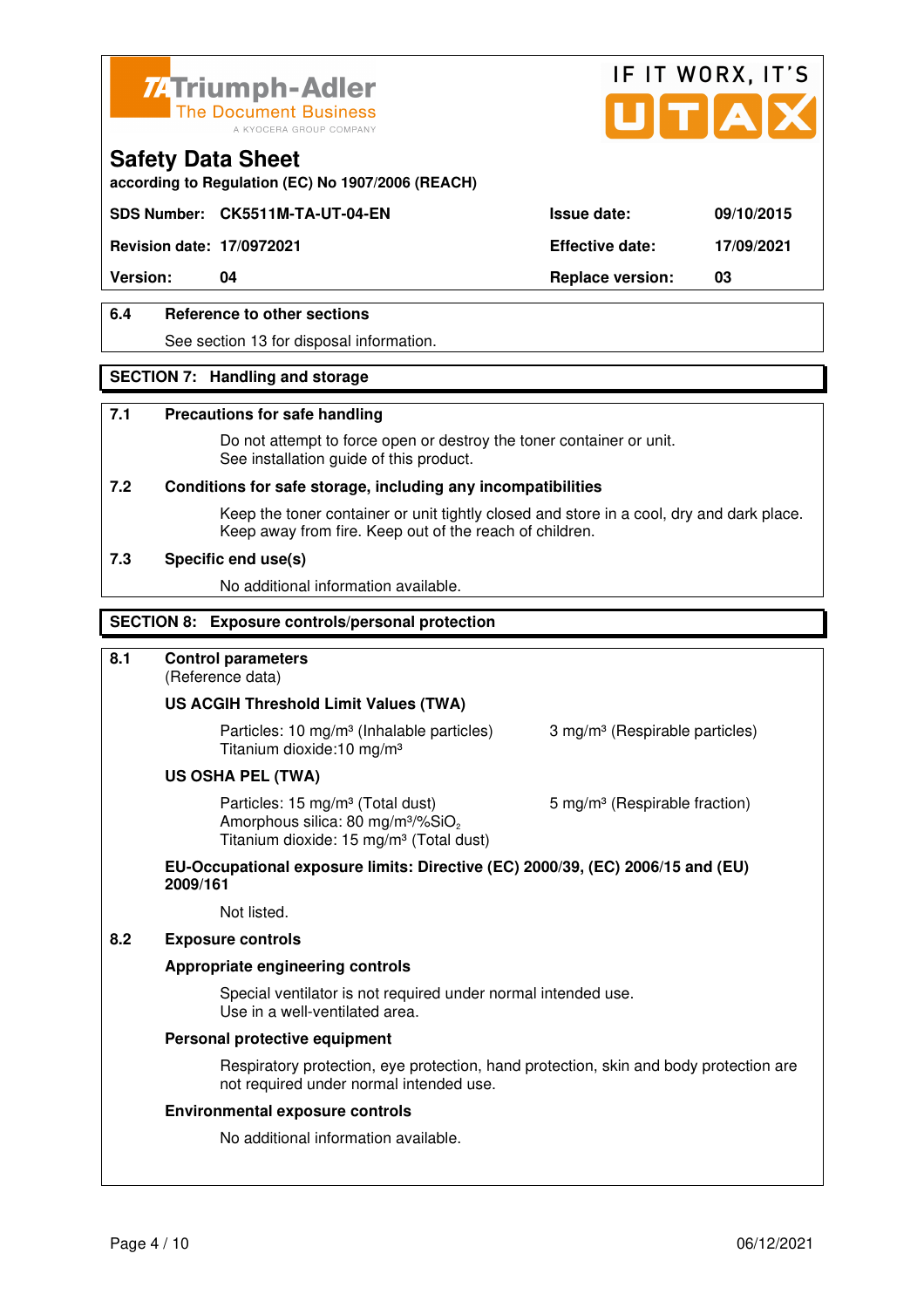Triumph-Adler
The Document Business
A KYOCERA GROUP COMPANY

IF IT WORX, IT'S UTAX

# Safety Data Sheet

**according to Regulation (EC) No 1907/2006 (REACH)**

| **SDS Number:** | **CK5511M-TA-UT-04-EN** | **Issue date:** | **09/10/2015** |
|---|---|---|---|
| **Revision date:** | **17/0972021** | **Effective date:** | **17/09/2021** |
| **Version:** | **04** | **Replace version:** | **03** |

### 6.4 Reference to other sections

See section 13 for disposal information.

## SECTION 7: Handling and storage

### 7.1 Precautions for safe handling

Do not attempt to force open or destroy the toner container or unit.
See installation guide of this product.

### 7.2 Conditions for safe storage, including any incompatibilities

Keep the toner container or unit tightly closed and store in a cool, dry and dark place.
Keep away from fire. Keep out of the reach of children.

### 7.3 Specific end use(s)

No additional information available.

## SECTION 8: Exposure controls/personal protection

### 8.1 Control parameters

(Reference data)

**US ACGIH Threshold Limit Values (TWA)**

Particles: 10 mg/m³ (Inhalable particles) 3 mg/m³ (Respirable particles)
Titanium dioxide:10 mg/m³

**US OSHA PEL (TWA)**

Particles: 15 mg/m³ (Total dust) 5 mg/m³ (Respirable fraction)
Amorphous silica: 80 mg/m³/%$SiO_2$
Titanium dioxide: 15 mg/m³ (Total dust)

**EU-Occupational exposure limits: Directive (EC) 2000/39, (EC) 2006/15 and (EU) 2009/161**

Not listed.

### 8.2 Exposure controls

**Appropriate engineering controls**

Special ventilator is not required under normal intended use.
Use in a well-ventilated area.

**Personal protective equipment**

Respiratory protection, eye protection, hand protection, skin and body protection are not required under normal intended use.

**Environmental exposure controls**

No additional information available.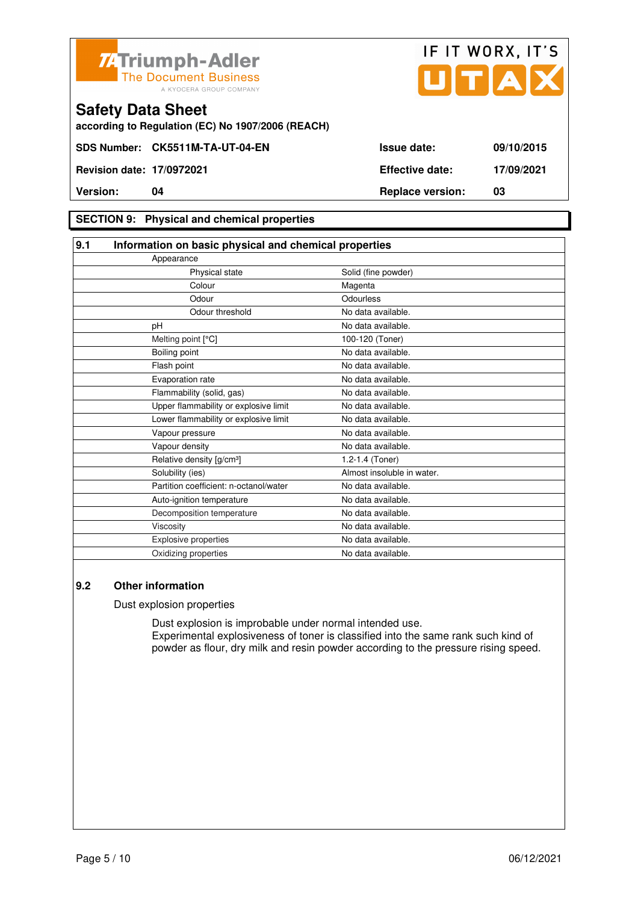Triumph-Adler
The Document Business
A KYOCERA GROUP COMPANY

IF IT WORX, IT'S UTAX

# Safety Data Sheet

**according to Regulation (EC) No 1907/2006 (REACH)**

| **SDS Number:** | **CK5511M-TA-UT-04-EN** | **Issue date:** | **09/10/2015** |
|---|---|---|---|
| **Revision date:** | **17/0972021** | **Effective date:** | **17/09/2021** |
| **Version:** | **04** | **Replace version:** | **03** |

## SECTION 9: Physical and chemical properties

### 9.1 Information on basic physical and chemical properties

| Property | Value |
|---|---|
| Appearance | |
| Physical state | Solid (fine powder) |
| Colour | Magenta |
| Odour | Odourless |
| Odour threshold | No data available. |
| pH | No data available. |
| Melting point [°C] | 100-120 (Toner) |
| Boiling point | No data available. |
| Flash point | No data available. |
| Evaporation rate | No data available. |
| Flammability (solid, gas) | No data available. |
| Upper flammability or explosive limit | No data available. |
| Lower flammability or explosive limit | No data available. |
| Vapour pressure | No data available. |
| Vapour density | No data available. |
| Relative density [g/cm³] | 1.2-1.4 (Toner) |
| Solubility (ies) | Almost insoluble in water. |
| Partition coefficient: n-octanol/water | No data available. |
| Auto-ignition temperature | No data available. |
| Decomposition temperature | No data available. |
| Viscosity | No data available. |
| Explosive properties | No data available. |
| Oxidizing properties | No data available. |

### 9.2 Other information

Dust explosion properties

Dust explosion is improbable under normal intended use.
Experimental explosiveness of toner is classified into the same rank such kind of powder as flour, dry milk and resin powder according to the pressure rising speed.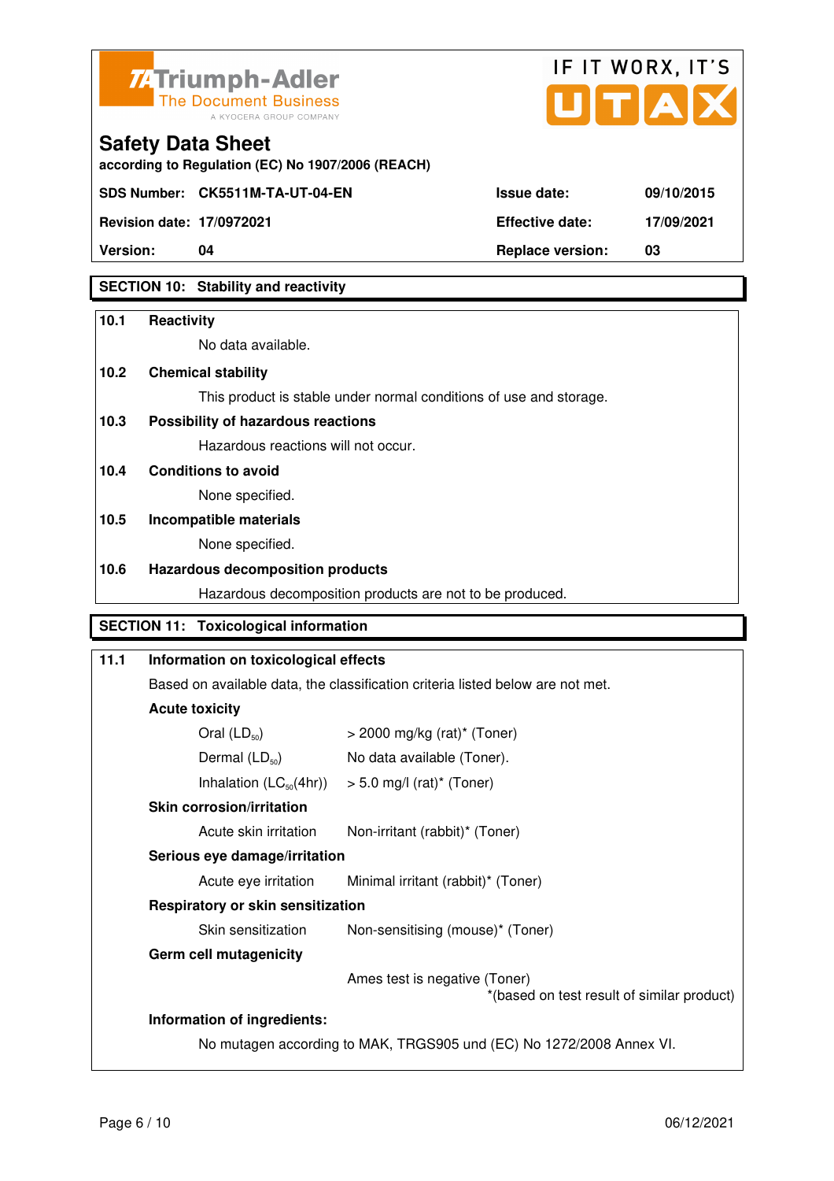# Safety Data Sheet

according to Regulation (EC) No 1907/2006 (REACH)

| SDS Number: | CK5511M-TA-UT-04-EN | Issue date: | 09/10/2015 |
|---|---|---|---|
| Revision date: | 17/0972021 | Effective date: | 17/09/2021 |
| Version: | 04 | Replace version: | 03 |

## SECTION 10: Stability and reactivity

**10.1 Reactivity**

No data available.

**10.2 Chemical stability**

This product is stable under normal conditions of use and storage.

**10.3 Possibility of hazardous reactions**

Hazardous reactions will not occur.

**10.4 Conditions to avoid**

None specified.

**10.5 Incompatible materials**

None specified.

**10.6 Hazardous decomposition products**

Hazardous decomposition products are not to be produced.

## SECTION 11: Toxicological information

**11.1 Information on toxicological effects**

Based on available data, the classification criteria listed below are not met.

**Acute toxicity**

| | |
|---|---|
| Oral ($LD_{50}$) | > 2000 mg/kg (rat)* (Toner) |
| Dermal ($LD_{50}$) | No data available (Toner). |
| Inhalation ($LC_{50}$(4hr)) | > 5.0 mg/l (rat)* (Toner) |

**Skin corrosion/irritation**

| | |
|---|---|
| Acute skin irritation | Non-irritant (rabbit)* (Toner) |

**Serious eye damage/irritation**

| | |
|---|---|
| Acute eye irritation | Minimal irritant (rabbit)* (Toner) |

**Respiratory or skin sensitization**

| | |
|---|---|
| Skin sensitization | Non-sensitising (mouse)* (Toner) |

**Germ cell mutagenicity**

Ames test is negative (Toner)

*(based on test result of similar product)

**Information of ingredients:**

No mutagen according to MAK, TRGS905 und (EC) No 1272/2008 Annex VI.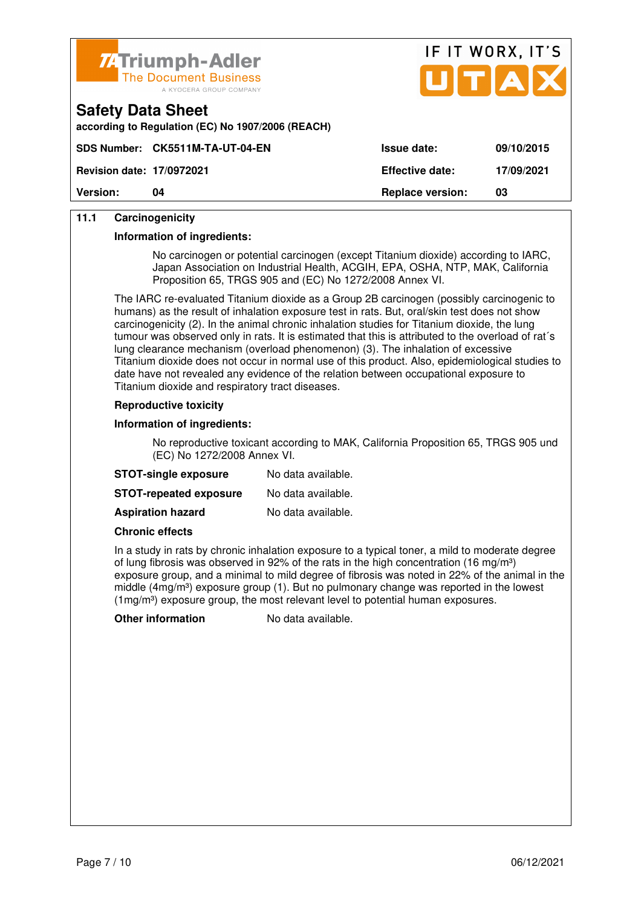## 11.1 Carcinogenicity

**Information of ingredients:**

No carcinogen or potential carcinogen (except Titanium dioxide) according to IARC, Japan Association on Industrial Health, ACGIH, EPA, OSHA, NTP, MAK, California Proposition 65, TRGS 905 and (EC) No 1272/2008 Annex VI.

The IARC re-evaluated Titanium dioxide as a Group 2B carcinogen (possibly carcinogenic to humans) as the result of inhalation exposure test in rats. But, oral/skin test does not show carcinogenicity (2). In the animal chronic inhalation studies for Titanium dioxide, the lung tumour was observed only in rats. It is estimated that this is attributed to the overload of rat´s lung clearance mechanism (overload phenomenon) (3). The inhalation of excessive Titanium dioxide does not occur in normal use of this product. Also, epidemiological studies to date have not revealed any evidence of the relation between occupational exposure to Titanium dioxide and respiratory tract diseases.

**Reproductive toxicity**

**Information of ingredients:**

No reproductive toxicant according to MAK, California Proposition 65, TRGS 905 und (EC) No 1272/2008 Annex VI.

**STOT-single exposure** No data available.

**STOT-repeated exposure** No data available.

**Aspiration hazard** No data available.

**Chronic effects**

In a study in rats by chronic inhalation exposure to a typical toner, a mild to moderate degree of lung fibrosis was observed in 92% of the rats in the high concentration (16 mg/m³) exposure group, and a minimal to mild degree of fibrosis was noted in 22% of the animal in the middle (4mg/m³) exposure group (1). But no pulmonary change was reported in the lowest (1mg/m³) exposure group, the most relevant level to potential human exposures.

**Other information** No data available.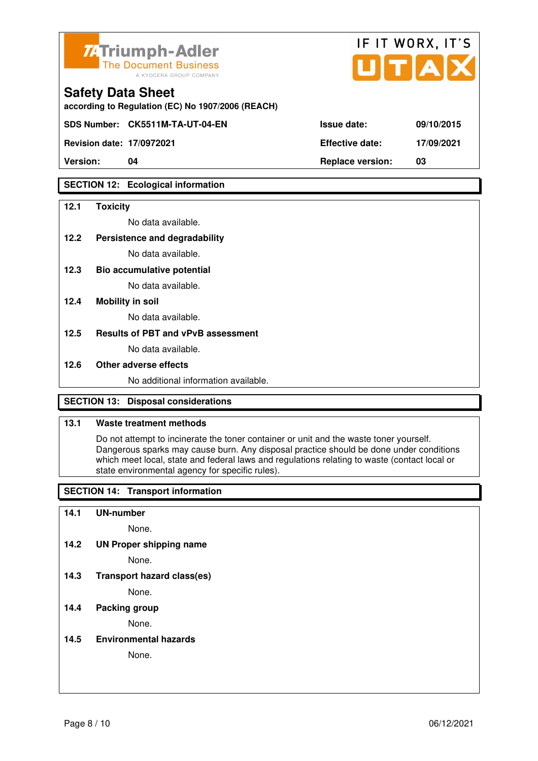## Safety Data Sheet

according to Regulation (EC) No 1907/2006 (REACH)

| SDS Number: | CK5511M-TA-UT-04-EN | Issue date: | 09/10/2015 |
|---|---|---|---|
| Revision date: | 17/0972021 | Effective date: | 17/09/2021 |
| Version: | 04 | Replace version: | 03 |

## SECTION 12: Ecological information

**12.1 Toxicity**

No data available.

**12.2 Persistence and degradability**

No data available.

**12.3 Bio accumulative potential**

No data available.

**12.4 Mobility in soil**

No data available.

**12.5 Results of PBT and vPvB assessment**

No data available.

**12.6 Other adverse effects**

No additional information available.

## SECTION 13: Disposal considerations

**13.1 Waste treatment methods**

Do not attempt to incinerate the toner container or unit and the waste toner yourself. Dangerous sparks may cause burn. Any disposal practice should be done under conditions which meet local, state and federal laws and regulations relating to waste (contact local or state environmental agency for specific rules).

## SECTION 14: Transport information

**14.1 UN-number**

None.

**14.2 UN Proper shipping name**

None.

**14.3 Transport hazard class(es)**

None.

**14.4 Packing group**

None.

**14.5 Environmental hazards**

None.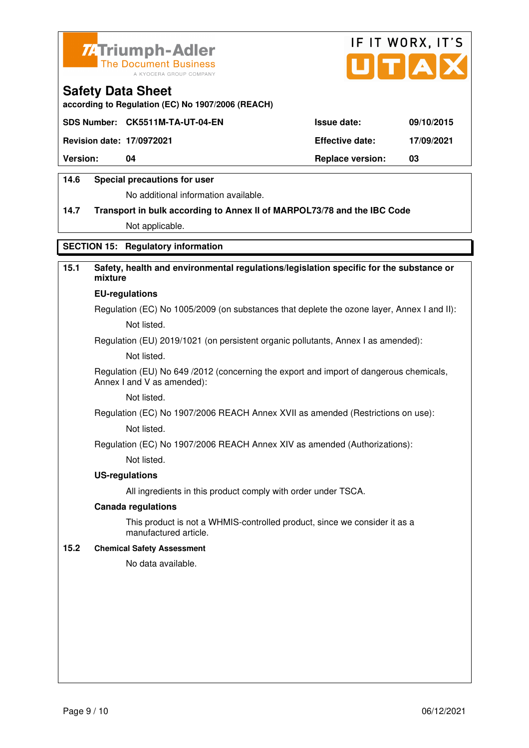**Safety Data Sheet**
according to Regulation (EC) No 1907/2006 (REACH)

| SDS Number: CK5511M-TA-UT-04-EN | | Issue date: | 09/10/2015 |
|---|---|---|---|
| Revision date: | 17/0972021 | Effective date: | 17/09/2021 |
| Version: | 04 | Replace version: | 03 |

**14.6 Special precautions for user**

No additional information available.

**14.7 Transport in bulk according to Annex II of MARPOL73/78 and the IBC Code**

Not applicable.

## SECTION 15: Regulatory information

**15.1 Safety, health and environmental regulations/legislation specific for the substance or mixture**

**EU-regulations**

Regulation (EC) No 1005/2009 (on substances that deplete the ozone layer, Annex I and II):

Not listed.

Regulation (EU) 2019/1021 (on persistent organic pollutants, Annex I as amended):

Not listed.

Regulation (EU) No 649 /2012 (concerning the export and import of dangerous chemicals, Annex I and V as amended):

Not listed.

Regulation (EC) No 1907/2006 REACH Annex XVII as amended (Restrictions on use):

Not listed.

Regulation (EC) No 1907/2006 REACH Annex XIV as amended (Authorizations):

Not listed.

**US-regulations**

All ingredients in this product comply with order under TSCA.

**Canada regulations**

This product is not a WHMIS-controlled product, since we consider it as a manufactured article.

**15.2 Chemical Safety Assessment**

No data available.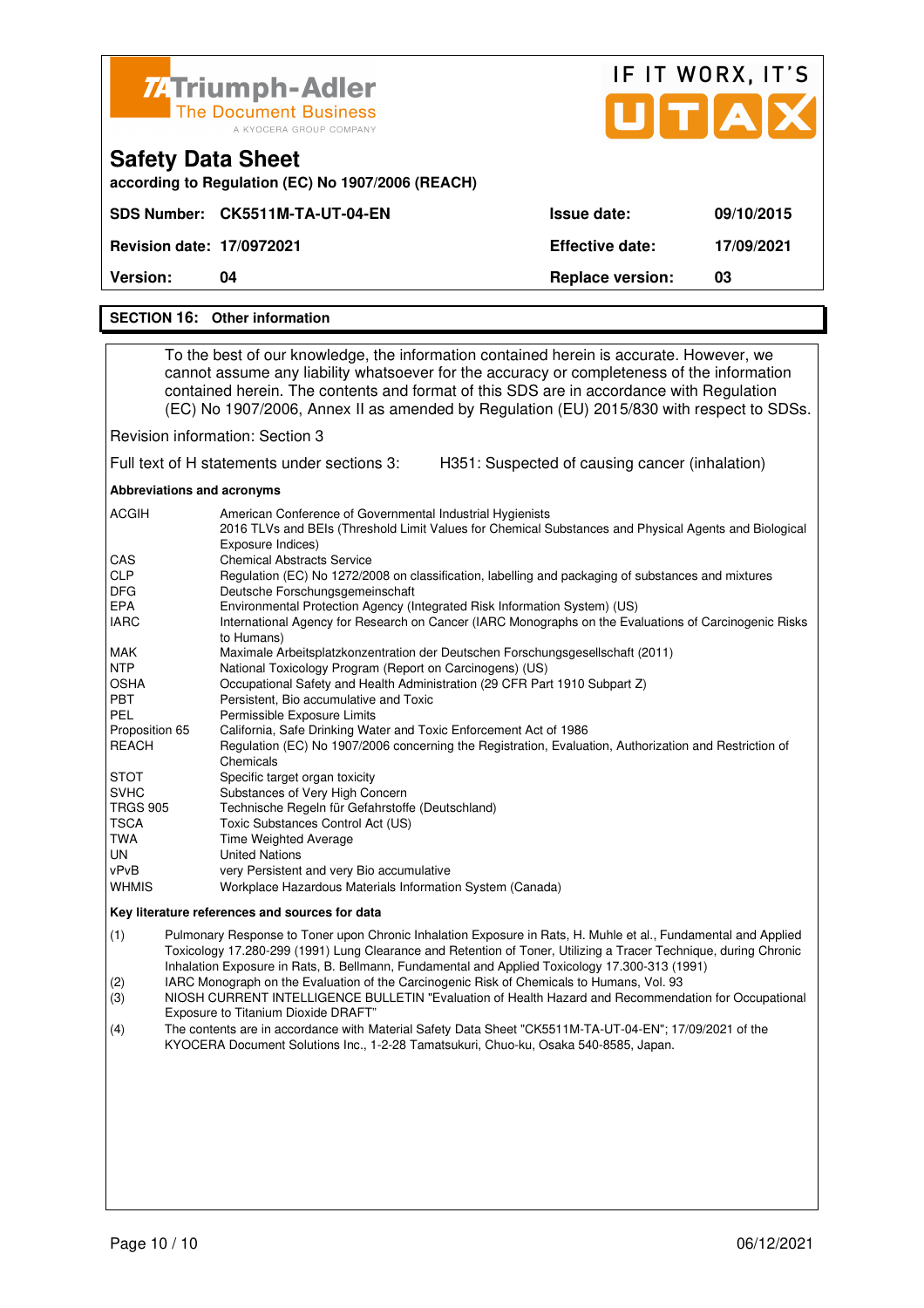**Triumph-Adler** The Document Business — A KYOCERA GROUP COMPANY

IF IT WORX, IT'S UTAX

# Safety Data Sheet

**according to Regulation (EC) No 1907/2006 (REACH)**

| **SDS Number:** | **CK5511M-TA-UT-04-EN** | **Issue date:** | **09/10/2015** |
|---|---|---|---|
| **Revision date:** | **17/0972021** | **Effective date:** | **17/09/2021** |
| **Version:** | **04** | **Replace version:** | **03** |

## SECTION 16: Other information

To the best of our knowledge, the information contained herein is accurate. However, we cannot assume any liability whatsoever for the accuracy or completeness of the information contained herein. The contents and format of this SDS are in accordance with Regulation (EC) No 1907/2006, Annex II as amended by Regulation (EU) 2015/830 with respect to SDSs.

Revision information: Section 3

Full text of H statements under sections 3: H351: Suspected of causing cancer (inhalation)

**Abbreviations and acronyms**

| | |
|---|---|
| ACGIH | American Conference of Governmental Industrial Hygienists<br>2016 TLVs and BEIs (Threshold Limit Values for Chemical Substances and Physical Agents and Biological Exposure Indices) |
| CAS | Chemical Abstracts Service |
| CLP | Regulation (EC) No 1272/2008 on classification, labelling and packaging of substances and mixtures |
| DFG | Deutsche Forschungsgemeinschaft |
| EPA | Environmental Protection Agency (Integrated Risk Information System) (US) |
| IARC | International Agency for Research on Cancer (IARC Monographs on the Evaluations of Carcinogenic Risks to Humans) |
| MAK | Maximale Arbeitsplatzkonzentration der Deutschen Forschungsgesellschaft (2011) |
| NTP | National Toxicology Program (Report on Carcinogens) (US) |
| OSHA | Occupational Safety and Health Administration (29 CFR Part 1910 Subpart Z) |
| PBT | Persistent, Bio accumulative and Toxic |
| PEL | Permissible Exposure Limits |
| Proposition 65 | California, Safe Drinking Water and Toxic Enforcement Act of 1986 |
| REACH | Regulation (EC) No 1907/2006 concerning the Registration, Evaluation, Authorization and Restriction of Chemicals |
| STOT | Specific target organ toxicity |
| SVHC | Substances of Very High Concern |
| TRGS 905 | Technische Regeln für Gefahrstoffe (Deutschland) |
| TSCA | Toxic Substances Control Act (US) |
| TWA | Time Weighted Average |
| UN | United Nations |
| vPvB | very Persistent and very Bio accumulative |
| WHMIS | Workplace Hazardous Materials Information System (Canada) |

**Key literature references and sources for data**

(1) Pulmonary Response to Toner upon Chronic Inhalation Exposure in Rats, H. Muhle et al., Fundamental and Applied Toxicology 17.280-299 (1991) Lung Clearance and Retention of Toner, Utilizing a Tracer Technique, during Chronic Inhalation Exposure in Rats, B. Bellmann, Fundamental and Applied Toxicology 17.300-313 (1991)

(2) IARC Monograph on the Evaluation of the Carcinogenic Risk of Chemicals to Humans, Vol. 93

(3) NIOSH CURRENT INTELLIGENCE BULLETIN "Evaluation of Health Hazard and Recommendation for Occupational Exposure to Titanium Dioxide DRAFT"

(4) The contents are in accordance with Material Safety Data Sheet "CK5511M-TA-UT-04-EN"; 17/09/2021 of the KYOCERA Document Solutions Inc., 1-2-28 Tamatsukuri, Chuo-ku, Osaka 540-8585, Japan.

06/12/2021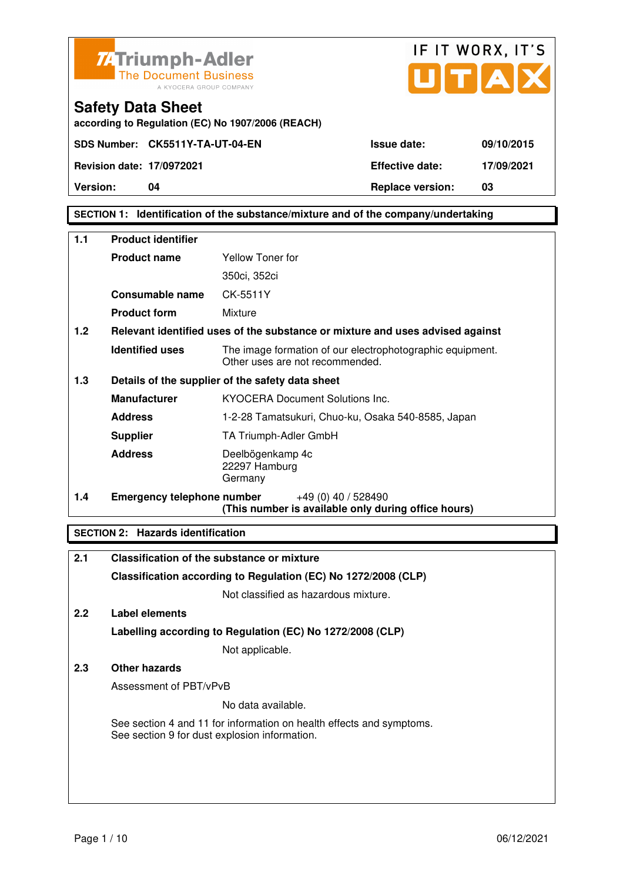TA Triumph-Adler
The Document Business
A KYOCERA GROUP COMPANY

IF IT WORX, IT'S UTAX

# Safety Data Sheet

**according to Regulation (EC) No 1907/2006 (REACH)**

| | | | |
|---|---|---|---|
| **SDS Number:** | **CK5511Y-TA-UT-04-EN** | **Issue date:** | **09/10/2015** |
| **Revision date:** | **17/0972021** | **Effective date:** | **17/09/2021** |
| **Version:** | **04** | **Replace version:** | **03** |

## SECTION 1: Identification of the substance/mixture and of the company/undertaking

**1.1 Product identifier**

| | |
|---|---|
| **Product name** | Yellow Toner for 350ci, 352ci |
| **Consumable name** | CK-5511Y |
| **Product form** | Mixture |

**1.2 Relevant identified uses of the substance or mixture and uses advised against**

| | |
|---|---|
| **Identified uses** | The image formation of our electrophotographic equipment. Other uses are not recommended. |

**1.3 Details of the supplier of the safety data sheet**

| | |
|---|---|
| **Manufacturer** | KYOCERA Document Solutions Inc. |
| **Address** | 1-2-28 Tamatsukuri, Chuo-ku, Osaka 540-8585, Japan |
| **Supplier** | TA Triumph-Adler GmbH |
| **Address** | Deelbögenkamp 4c<br>22297 Hamburg<br>Germany |

**1.4 Emergency telephone number** +49 (0) 40 / 528490
**(This number is available only during office hours)**

## SECTION 2: Hazards identification

**2.1 Classification of the substance or mixture**

**Classification according to Regulation (EC) No 1272/2008 (CLP)**

Not classified as hazardous mixture.

**2.2 Label elements**

**Labelling according to Regulation (EC) No 1272/2008 (CLP)**

Not applicable.

**2.3 Other hazards**

Assessment of PBT/vPvB

No data available.

See section 4 and 11 for information on health effects and symptoms.
See section 9 for dust explosion information.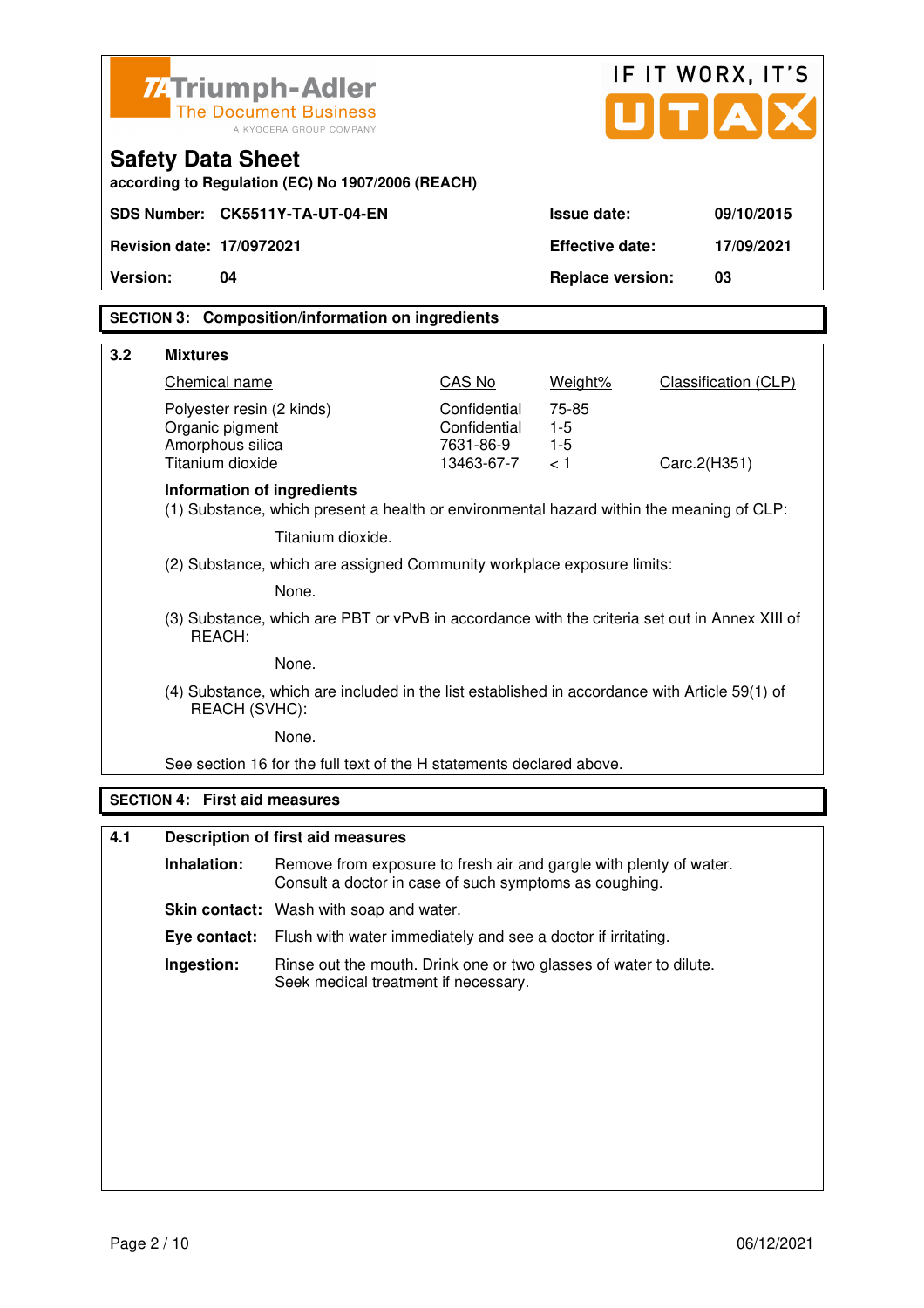**Triumph-Adler** The Document Business — A KYOCERA GROUP COMPANY

IF IT WORX, IT'S UTAX

# Safety Data Sheet

according to Regulation (EC) No 1907/2006 (REACH)

| | | | |
|---|---|---|---|
| **SDS Number:** | **CK5511Y-TA-UT-04-EN** | **Issue date:** | **09/10/2015** |
| **Revision date:** | **17/0972021** | **Effective date:** | **17/09/2021** |
| **Version:** | **04** | **Replace version:** | **03** |

## SECTION 3: Composition/information on ingredients

### 3.2 Mixtures

| Chemical name | CAS No | Weight% | Classification (CLP) |
|---|---|---|---|
| Polyester resin (2 kinds) | Confidential | 75-85 | |
| Organic pigment | Confidential | 1-5 | |
| Amorphous silica | 7631-86-9 | 1-5 | |
| Titanium dioxide | 13463-67-7 | < 1 | Carc.2(H351) |

**Information of ingredients**

(1) Substance, which present a health or environmental hazard within the meaning of CLP:

Titanium dioxide.

(2) Substance, which are assigned Community workplace exposure limits:

None.

(3) Substance, which are PBT or vPvB in accordance with the criteria set out in Annex XIII of REACH:

None.

(4) Substance, which are included in the list established in accordance with Article 59(1) of REACH (SVHC):

None.

See section 16 for the full text of the H statements declared above.

## SECTION 4: First aid measures

### 4.1 Description of first aid measures

**Inhalation:** Remove from exposure to fresh air and gargle with plenty of water. Consult a doctor in case of such symptoms as coughing.

**Skin contact:** Wash with soap and water.

**Eye contact:** Flush with water immediately and see a doctor if irritating.

**Ingestion:** Rinse out the mouth. Drink one or two glasses of water to dilute. Seek medical treatment if necessary.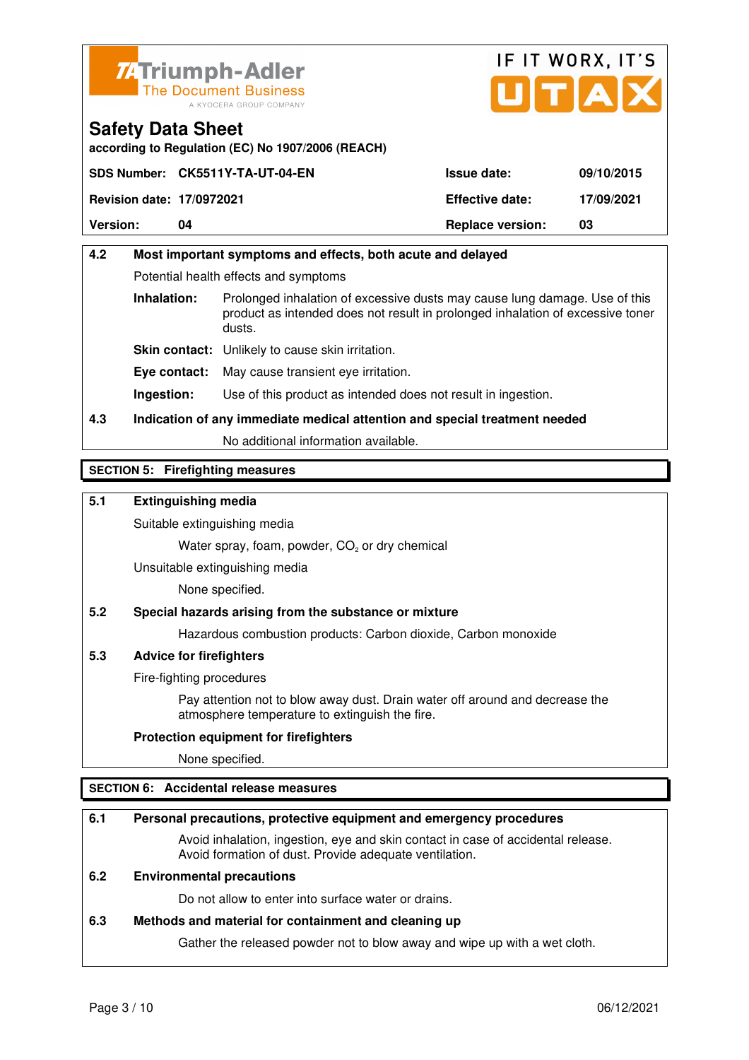**Safety Data Sheet**
according to Regulation (EC) No 1907/2006 (REACH)

| SDS Number: CK5511Y-TA-UT-04-EN | Issue date: | 09/10/2015 |
|---|---|---|
| Revision date: 17/0972021 | Effective date: | 17/09/2021 |
| Version: 04 | Replace version: | 03 |

**4.2 Most important symptoms and effects, both acute and delayed**

Potential health effects and symptoms

**Inhalation:** Prolonged inhalation of excessive dusts may cause lung damage. Use of this product as intended does not result in prolonged inhalation of excessive toner dusts.

**Skin contact:** Unlikely to cause skin irritation.

**Eye contact:** May cause transient eye irritation.

**Ingestion:** Use of this product as intended does not result in ingestion.

**4.3 Indication of any immediate medical attention and special treatment needed**

No additional information available.

## SECTION 5: Firefighting measures

**5.1 Extinguishing media**

Suitable extinguishing media

Water spray, foam, powder, $CO_2$ or dry chemical

Unsuitable extinguishing media

None specified.

**5.2 Special hazards arising from the substance or mixture**

Hazardous combustion products: Carbon dioxide, Carbon monoxide

**5.3 Advice for firefighters**

Fire-fighting procedures

Pay attention not to blow away dust. Drain water off around and decrease the atmosphere temperature to extinguish the fire.

**Protection equipment for firefighters**

None specified.

## SECTION 6: Accidental release measures

**6.1 Personal precautions, protective equipment and emergency procedures**

Avoid inhalation, ingestion, eye and skin contact in case of accidental release. Avoid formation of dust. Provide adequate ventilation.

**6.2 Environmental precautions**

Do not allow to enter into surface water or drains.

**6.3 Methods and material for containment and cleaning up**

Gather the released powder not to blow away and wipe up with a wet cloth.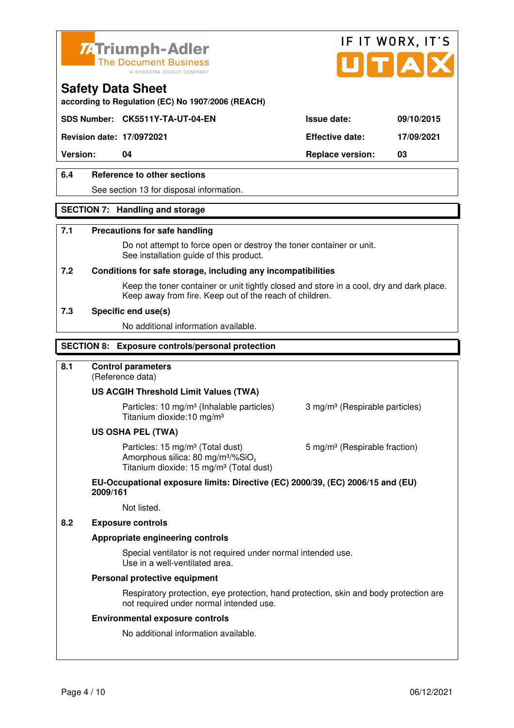# Safety Data Sheet

according to Regulation (EC) No 1907/2006 (REACH)

| SDS Number: CK5511Y-TA-UT-04-EN | Issue date: | 09/10/2015 |
|---|---|---|
| Revision date: 17/0972021 | Effective date: | 17/09/2021 |
| Version: 04 | Replace version: | 03 |

### 6.4 Reference to other sections

See section 13 for disposal information.

## SECTION 7: Handling and storage

### 7.1 Precautions for safe handling

Do not attempt to force open or destroy the toner container or unit.
See installation guide of this product.

### 7.2 Conditions for safe storage, including any incompatibilities

Keep the toner container or unit tightly closed and store in a cool, dry and dark place.
Keep away from fire. Keep out of the reach of children.

### 7.3 Specific end use(s)

No additional information available.

## SECTION 8: Exposure controls/personal protection

### 8.1 Control parameters

(Reference data)

**US ACGIH Threshold Limit Values (TWA)**

Particles: 10 mg/m³ (Inhalable particles) 3 mg/m³ (Respirable particles)
Titanium dioxide:10 mg/m³

**US OSHA PEL (TWA)**

Particles: 15 mg/m³ (Total dust) 5 mg/m³ (Respirable fraction)
Amorphous silica: 80 mg/m³/%$SiO_2$
Titanium dioxide: 15 mg/m³ (Total dust)

**EU-Occupational exposure limits: Directive (EC) 2000/39, (EC) 2006/15 and (EU) 2009/161**

Not listed.

### 8.2 Exposure controls

**Appropriate engineering controls**

Special ventilator is not required under normal intended use.
Use in a well-ventilated area.

**Personal protective equipment**

Respiratory protection, eye protection, hand protection, skin and body protection are not required under normal intended use.

**Environmental exposure controls**

No additional information available.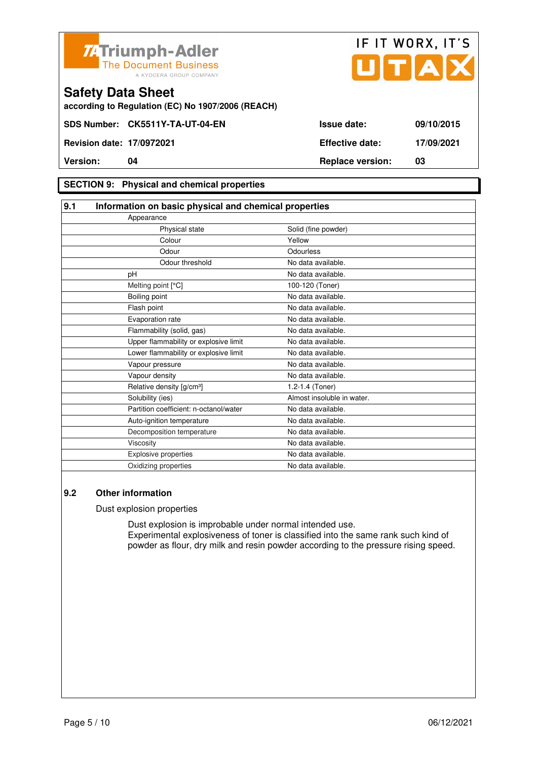**Triumph-Adler** The Document Business — A KYOCERA GROUP COMPANY | IF IT WORX, IT'S UTAX

# Safety Data Sheet

**according to Regulation (EC) No 1907/2006 (REACH)**

| | | | |
|---|---|---|---|
| **SDS Number:** | **CK5511Y-TA-UT-04-EN** | **Issue date:** | **09/10/2015** |
| **Revision date:** | **17/0972021** | **Effective date:** | **17/09/2021** |
| **Version:** | **04** | **Replace version:** | **03** |

## SECTION 9: Physical and chemical properties

### 9.1 Information on basic physical and chemical properties

| Property | Value |
|---|---|
| Appearance | |
| Physical state | Solid (fine powder) |
| Colour | Yellow |
| Odour | Odourless |
| Odour threshold | No data available. |
| pH | No data available. |
| Melting point [°C] | 100-120 (Toner) |
| Boiling point | No data available. |
| Flash point | No data available. |
| Evaporation rate | No data available. |
| Flammability (solid, gas) | No data available. |
| Upper flammability or explosive limit | No data available. |
| Lower flammability or explosive limit | No data available. |
| Vapour pressure | No data available. |
| Vapour density | No data available. |
| Relative density [g/cm³] | 1.2-1.4 (Toner) |
| Solubility (ies) | Almost insoluble in water. |
| Partition coefficient: n-octanol/water | No data available. |
| Auto-ignition temperature | No data available. |
| Decomposition temperature | No data available. |
| Viscosity | No data available. |
| Explosive properties | No data available. |
| Oxidizing properties | No data available. |

### 9.2 Other information

Dust explosion properties

Dust explosion is improbable under normal intended use.
Experimental explosiveness of toner is classified into the same rank such kind of powder as flour, dry milk and resin powder according to the pressure rising speed.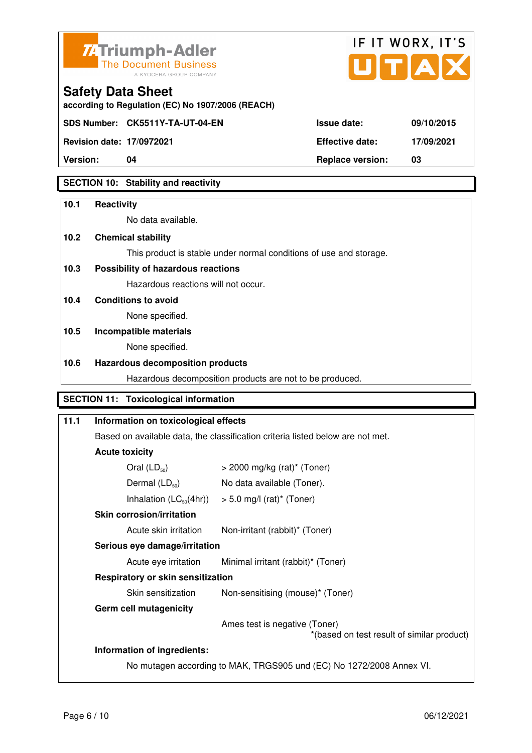**Triumph-Adler** The Document Business — A KYOCERA GROUP COMPANY

IF IT WORX, IT'S UTAX

# Safety Data Sheet

according to Regulation (EC) No 1907/2006 (REACH)

| | | | |
|---|---|---|---|
| **SDS Number:** | **CK5511Y-TA-UT-04-EN** | **Issue date:** | **09/10/2015** |
| **Revision date:** | **17/0972021** | **Effective date:** | **17/09/2021** |
| **Version:** | **04** | **Replace version:** | **03** |

## SECTION 10: Stability and reactivity

**10.1 Reactivity**

No data available.

**10.2 Chemical stability**

This product is stable under normal conditions of use and storage.

**10.3 Possibility of hazardous reactions**

Hazardous reactions will not occur.

**10.4 Conditions to avoid**

None specified.

**10.5 Incompatible materials**

None specified.

**10.6 Hazardous decomposition products**

Hazardous decomposition products are not to be produced.

## SECTION 11: Toxicological information

**11.1 Information on toxicological effects**

Based on available data, the classification criteria listed below are not met.

**Acute toxicity**

| | |
|---|---|
| Oral ($LD_{50}$) | > 2000 mg/kg (rat)* (Toner) |
| Dermal ($LD_{50}$) | No data available (Toner). |
| Inhalation ($LC_{50}$(4hr)) | > 5.0 mg/l (rat)* (Toner) |

**Skin corrosion/irritation**

| | |
|---|---|
| Acute skin irritation | Non-irritant (rabbit)* (Toner) |

**Serious eye damage/irritation**

| | |
|---|---|
| Acute eye irritation | Minimal irritant (rabbit)* (Toner) |

**Respiratory or skin sensitization**

| | |
|---|---|
| Skin sensitization | Non-sensitising (mouse)* (Toner) |

**Germ cell mutagenicity**

Ames test is negative (Toner)

*(based on test result of similar product)

**Information of ingredients:**

No mutagen according to MAK, TRGS905 und (EC) No 1272/2008 Annex VI.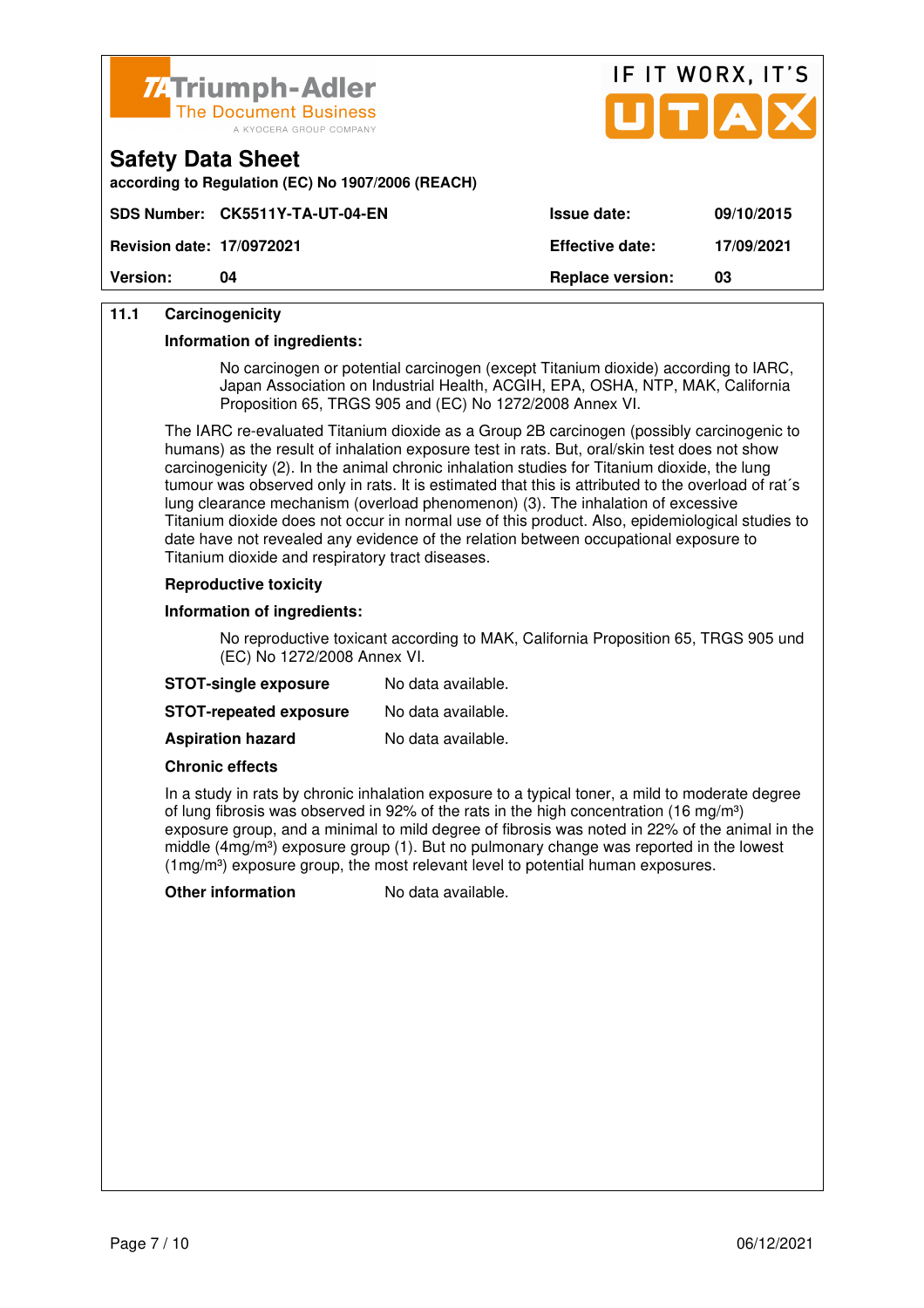### 11.1 Carcinogenicity

**Information of ingredients:**

No carcinogen or potential carcinogen (except Titanium dioxide) according to IARC, Japan Association on Industrial Health, ACGIH, EPA, OSHA, NTP, MAK, California Proposition 65, TRGS 905 and (EC) No 1272/2008 Annex VI.

The IARC re-evaluated Titanium dioxide as a Group 2B carcinogen (possibly carcinogenic to humans) as the result of inhalation exposure test in rats. But, oral/skin test does not show carcinogenicity (2). In the animal chronic inhalation studies for Titanium dioxide, the lung tumour was observed only in rats. It is estimated that this is attributed to the overload of rat´s lung clearance mechanism (overload phenomenon) (3). The inhalation of excessive Titanium dioxide does not occur in normal use of this product. Also, epidemiological studies to date have not revealed any evidence of the relation between occupational exposure to Titanium dioxide and respiratory tract diseases.

**Reproductive toxicity**

**Information of ingredients:**

No reproductive toxicant according to MAK, California Proposition 65, TRGS 905 und (EC) No 1272/2008 Annex VI.

**STOT-single exposure** No data available.

**STOT-repeated exposure** No data available.

**Aspiration hazard** No data available.

**Chronic effects**

In a study in rats by chronic inhalation exposure to a typical toner, a mild to moderate degree of lung fibrosis was observed in 92% of the rats in the high concentration (16 mg/m³) exposure group, and a minimal to mild degree of fibrosis was noted in 22% of the animal in the middle (4mg/m³) exposure group (1). But no pulmonary change was reported in the lowest (1mg/m³) exposure group, the most relevant level to potential human exposures.

**Other information** No data available.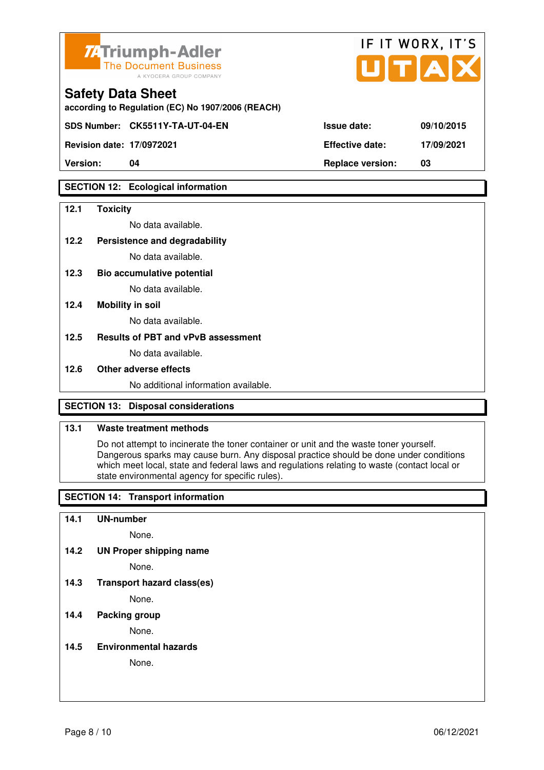Triumph-Adler
The Document Business
A KYOCERA GROUP COMPANY

IF IT WORX, IT'S UTAX

# Safety Data Sheet

according to Regulation (EC) No 1907/2006 (REACH)

| SDS Number: | CK5511Y-TA-UT-04-EN | Issue date: | 09/10/2015 |
|---|---|---|---|
| Revision date: | 17/0972021 | Effective date: | 17/09/2021 |
| Version: | 04 | Replace version: | 03 |

## SECTION 12: Ecological information

**12.1 Toxicity**

No data available.

**12.2 Persistence and degradability**

No data available.

**12.3 Bio accumulative potential**

No data available.

**12.4 Mobility in soil**

No data available.

**12.5 Results of PBT and vPvB assessment**

No data available.

**12.6 Other adverse effects**

No additional information available.

## SECTION 13: Disposal considerations

**13.1 Waste treatment methods**

Do not attempt to incinerate the toner container or unit and the waste toner yourself. Dangerous sparks may cause burn. Any disposal practice should be done under conditions which meet local, state and federal laws and regulations relating to waste (contact local or state environmental agency for specific rules).

## SECTION 14: Transport information

**14.1 UN-number**

None.

**14.2 UN Proper shipping name**

None.

**14.3 Transport hazard class(es)**

None.

**14.4 Packing group**

None.

**14.5 Environmental hazards**

None.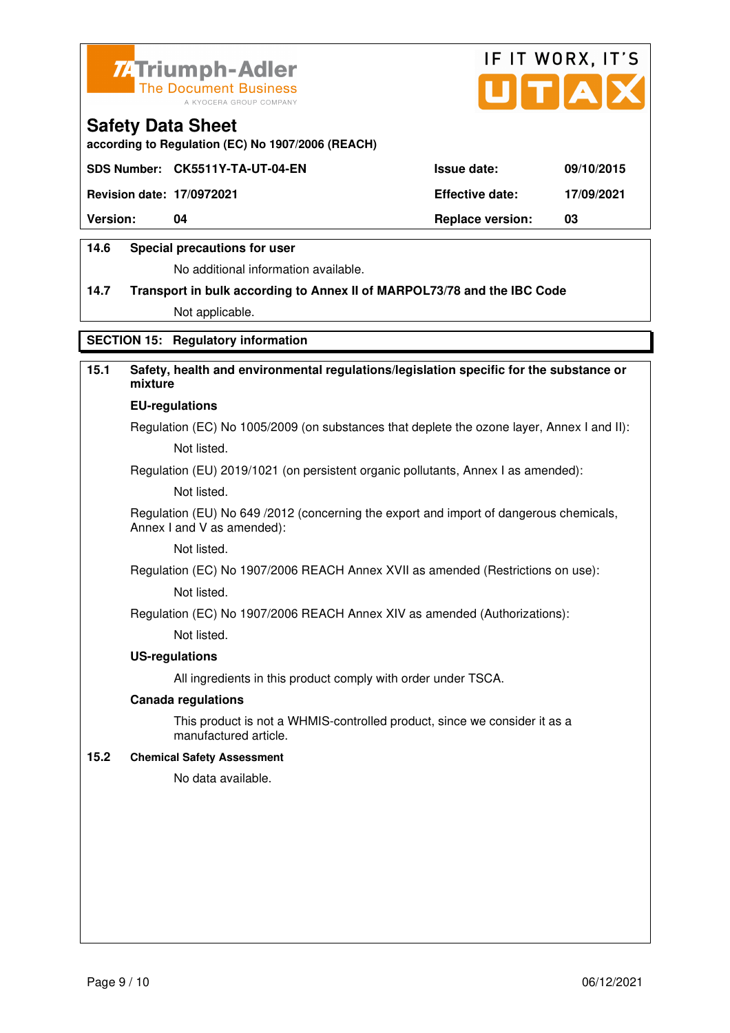Triumph-Adler
The Document Business
A KYOCERA GROUP COMPANY

IF IT WORX, IT'S UTAX

# Safety Data Sheet

**according to Regulation (EC) No 1907/2006 (REACH)**

| | | | |
|---|---|---|---|
| **SDS Number:** | **CK5511Y-TA-UT-04-EN** | **Issue date:** | **09/10/2015** |
| **Revision date:** | **17/0972021** | **Effective date:** | **17/09/2021** |
| **Version:** | **04** | **Replace version:** | **03** |

**14.6 Special precautions for user**

No additional information available.

**14.7 Transport in bulk according to Annex II of MARPOL73/78 and the IBC Code**

Not applicable.

## SECTION 15: Regulatory information

**15.1 Safety, health and environmental regulations/legislation specific for the substance or mixture**

**EU-regulations**

Regulation (EC) No 1005/2009 (on substances that deplete the ozone layer, Annex I and II):

Not listed.

Regulation (EU) 2019/1021 (on persistent organic pollutants, Annex I as amended):

Not listed.

Regulation (EU) No 649 /2012 (concerning the export and import of dangerous chemicals, Annex I and V as amended):

Not listed.

Regulation (EC) No 1907/2006 REACH Annex XVII as amended (Restrictions on use):

Not listed.

Regulation (EC) No 1907/2006 REACH Annex XIV as amended (Authorizations):

Not listed.

**US-regulations**

All ingredients in this product comply with order under TSCA.

**Canada regulations**

This product is not a WHMIS-controlled product, since we consider it as a manufactured article.

**15.2 Chemical Safety Assessment**

No data available.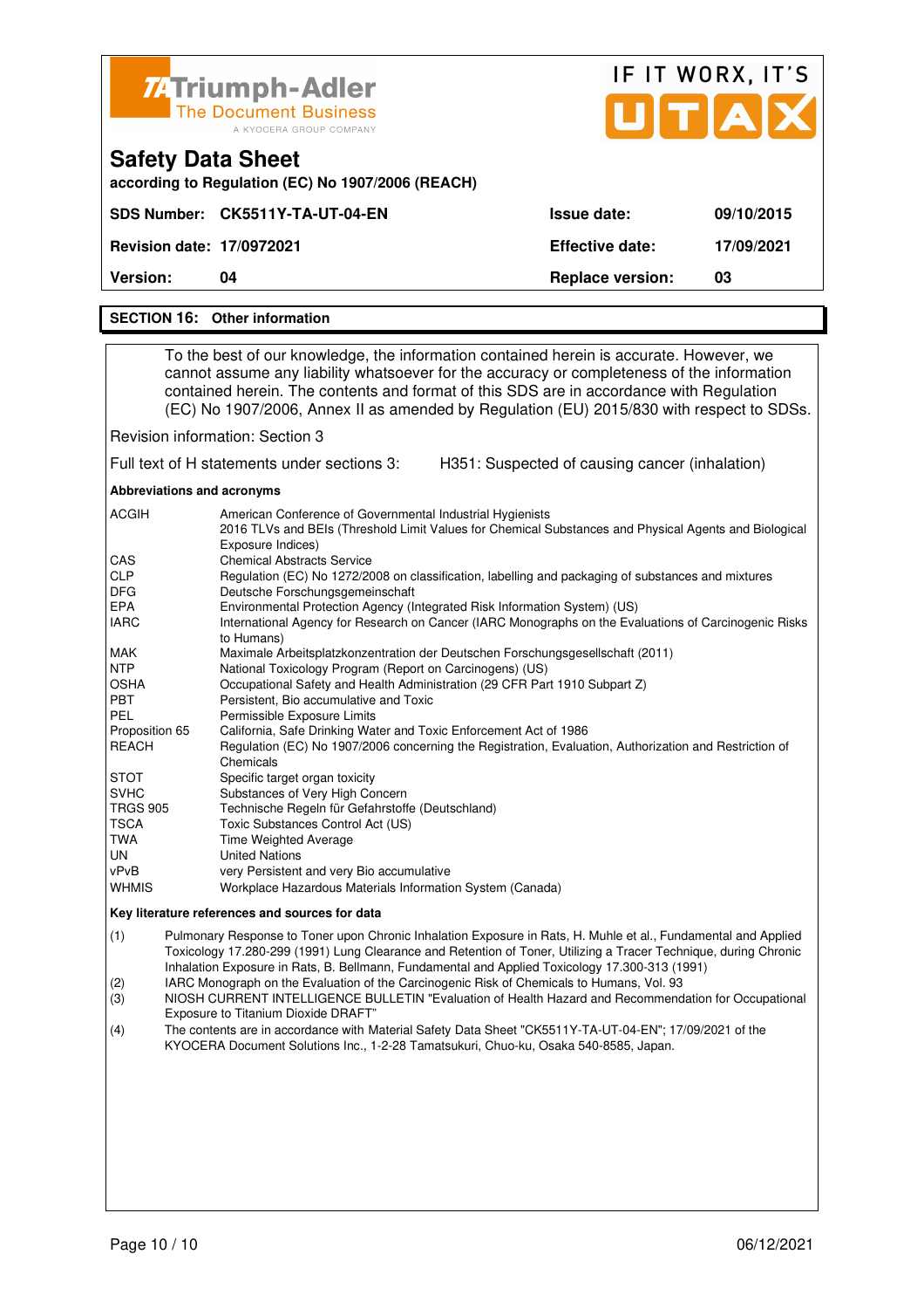Triumph-Adler
The Document Business
A KYOCERA GROUP COMPANY

IF IT WORX, IT'S UTAX

# Safety Data Sheet

**according to Regulation (EC) No 1907/2006 (REACH)**

| | | | |
|---|---|---|---|
| **SDS Number:** | **CK5511Y-TA-UT-04-EN** | **Issue date:** | **09/10/2015** |
| **Revision date:** | **17/0972021** | **Effective date:** | **17/09/2021** |
| **Version:** | **04** | **Replace version:** | **03** |

## SECTION 16: Other information

To the best of our knowledge, the information contained herein is accurate. However, we cannot assume any liability whatsoever for the accuracy or completeness of the information contained herein. The contents and format of this SDS are in accordance with Regulation (EC) No 1907/2006, Annex II as amended by Regulation (EU) 2015/830 with respect to SDSs.

Revision information: Section 3

Full text of H statements under sections 3: H351: Suspected of causing cancer (inhalation)

**Abbreviations and acronyms**

| | |
|---|---|
| ACGIH | American Conference of Governmental Industrial Hygienists<br>2016 TLVs and BEIs (Threshold Limit Values for Chemical Substances and Physical Agents and Biological Exposure Indices) |
| CAS | Chemical Abstracts Service |
| CLP | Regulation (EC) No 1272/2008 on classification, labelling and packaging of substances and mixtures |
| DFG | Deutsche Forschungsgemeinschaft |
| EPA | Environmental Protection Agency (Integrated Risk Information System) (US) |
| IARC | International Agency for Research on Cancer (IARC Monographs on the Evaluations of Carcinogenic Risks to Humans) |
| MAK | Maximale Arbeitsplatzkonzentration der Deutschen Forschungsgesellschaft (2011) |
| NTP | National Toxicology Program (Report on Carcinogens) (US) |
| OSHA | Occupational Safety and Health Administration (29 CFR Part 1910 Subpart Z) |
| PBT | Persistent, Bio accumulative and Toxic |
| PEL | Permissible Exposure Limits |
| Proposition 65 | California, Safe Drinking Water and Toxic Enforcement Act of 1986 |
| REACH | Regulation (EC) No 1907/2006 concerning the Registration, Evaluation, Authorization and Restriction of Chemicals |
| STOT | Specific target organ toxicity |
| SVHC | Substances of Very High Concern |
| TRGS 905 | Technische Regeln für Gefahrstoffe (Deutschland) |
| TSCA | Toxic Substances Control Act (US) |
| TWA | Time Weighted Average |
| UN | United Nations |
| vPvB | very Persistent and very Bio accumulative |
| WHMIS | Workplace Hazardous Materials Information System (Canada) |

**Key literature references and sources for data**

(1) Pulmonary Response to Toner upon Chronic Inhalation Exposure in Rats, H. Muhle et al., Fundamental and Applied Toxicology 17.280-299 (1991) Lung Clearance and Retention of Toner, Utilizing a Tracer Technique, during Chronic Inhalation Exposure in Rats, B. Bellmann, Fundamental and Applied Toxicology 17.300-313 (1991)

(2) IARC Monograph on the Evaluation of the Carcinogenic Risk of Chemicals to Humans, Vol. 93

(3) NIOSH CURRENT INTELLIGENCE BULLETIN "Evaluation of Health Hazard and Recommendation for Occupational Exposure to Titanium Dioxide DRAFT"

(4) The contents are in accordance with Material Safety Data Sheet "CK5511Y-TA-UT-04-EN"; 17/09/2021 of the KYOCERA Document Solutions Inc., 1-2-28 Tamatsukuri, Chuo-ku, Osaka 540-8585, Japan.